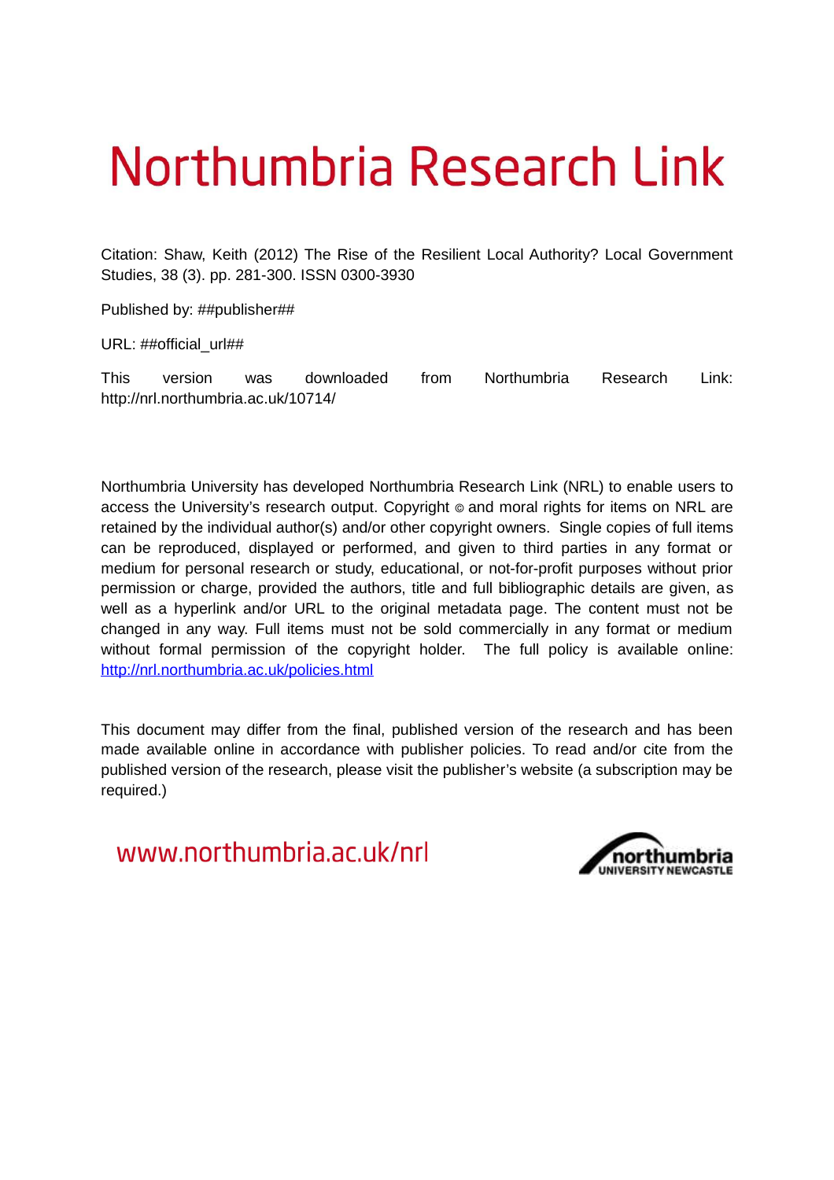# Northumbria Research Link

Citation: Shaw, Keith (2012) The Rise of the Resilient Local Authority? Local Government Studies, 38 (3). pp. 281-300. ISSN 0300-3930

Published by: ##publisher##

URL: ##official_url##

This version was downloaded from Northumbria Research Link: http://nrl.northumbria.ac.uk/10714/

Northumbria University has developed Northumbria Research Link (NRL) to enable users to access the University's research output. Copyright © and moral rights for items on NRL are retained by the individual author(s) and/or other copyright owners. Single copies of full items can be reproduced, displayed or performed, and given to third parties in any format or medium for personal research or study, educational, or not-for-profit purposes without prior permission or charge, provided the authors, title and full bibliographic details are given, as well as a hyperlink and/or URL to the original metadata page. The content must not be changed in any way. Full items must not be sold commercially in any format or medium without formal permission of the copyright holder. The full policy is available online: http://nrl.northumbria.ac.uk/policies.html

This document may differ from the final, published version of the research and has been made available online in accordance with publisher policies. To read and/or cite from the published version of the research, please visit the publisher's website (a subscription may be required.)

www.northumbria.ac.uk/nrl

northumbria UNIVERSITY NEWCASTLE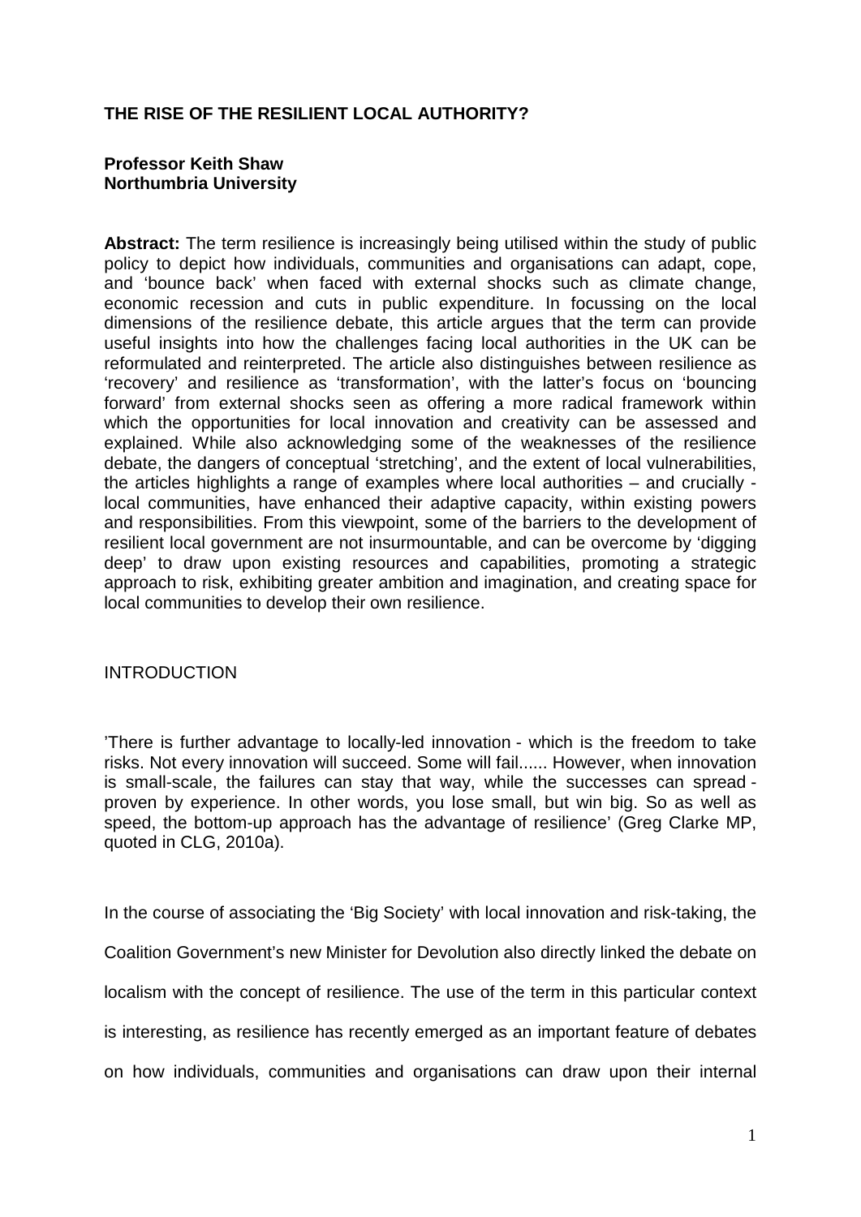**THE RISE OF THE RESILIENT LOCAL AUTHORITY?**

**Professor Keith Shaw**
**Northumbria University**

**Abstract:** The term resilience is increasingly being utilised within the study of public policy to depict how individuals, communities and organisations can adapt, cope, and 'bounce back' when faced with external shocks such as climate change, economic recession and cuts in public expenditure. In focussing on the local dimensions of the resilience debate, this article argues that the term can provide useful insights into how the challenges facing local authorities in the UK can be reformulated and reinterpreted. The article also distinguishes between resilience as 'recovery' and resilience as 'transformation', with the latter's focus on 'bouncing forward' from external shocks seen as offering a more radical framework within which the opportunities for local innovation and creativity can be assessed and explained. While also acknowledging some of the weaknesses of the resilience debate, the dangers of conceptual 'stretching', and the extent of local vulnerabilities, the articles highlights a range of examples where local authorities – and crucially - local communities, have enhanced their adaptive capacity, within existing powers and responsibilities. From this viewpoint, some of the barriers to the development of resilient local government are not insurmountable, and can be overcome by 'digging deep' to draw upon existing resources and capabilities, promoting a strategic approach to risk, exhibiting greater ambition and imagination, and creating space for local communities to develop their own resilience.

## INTRODUCTION

'There is further advantage to locally-led innovation - which is the freedom to take risks. Not every innovation will succeed. Some will fail...... However, when innovation is small-scale, the failures can stay that way, while the successes can spread - proven by experience. In other words, you lose small, but win big. So as well as speed, the bottom-up approach has the advantage of resilience' (Greg Clarke MP, quoted in CLG, 2010a).

In the course of associating the 'Big Society' with local innovation and risk-taking, the Coalition Government's new Minister for Devolution also directly linked the debate on localism with the concept of resilience. The use of the term in this particular context is interesting, as resilience has recently emerged as an important feature of debates on how individuals, communities and organisations can draw upon their internal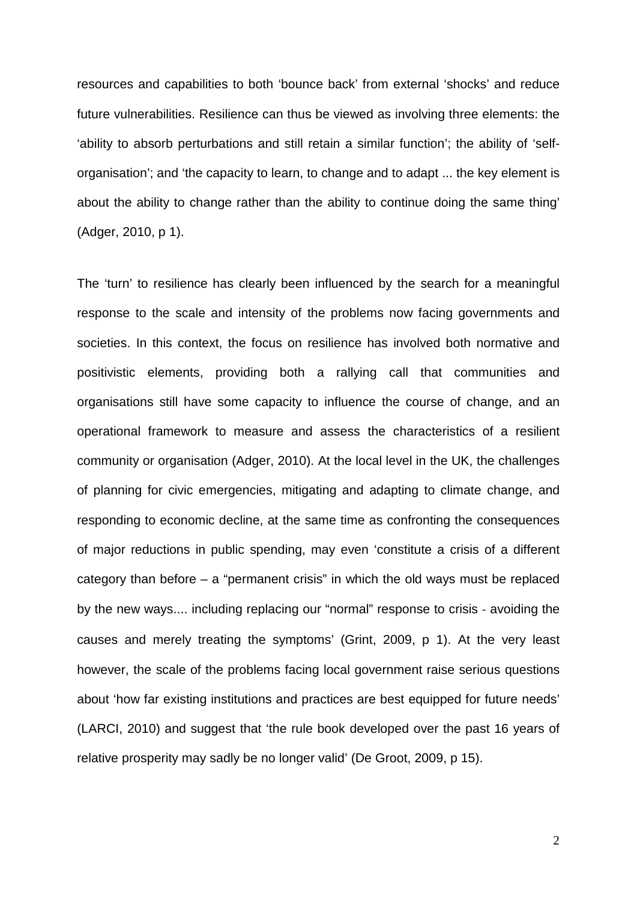resources and capabilities to both 'bounce back' from external 'shocks' and reduce future vulnerabilities. Resilience can thus be viewed as involving three elements: the 'ability to absorb perturbations and still retain a similar function'; the ability of 'self-organisation'; and 'the capacity to learn, to change and to adapt ... the key element is about the ability to change rather than the ability to continue doing the same thing' (Adger, 2010, p 1).

The 'turn' to resilience has clearly been influenced by the search for a meaningful response to the scale and intensity of the problems now facing governments and societies. In this context, the focus on resilience has involved both normative and positivistic elements, providing both a rallying call that communities and organisations still have some capacity to influence the course of change, and an operational framework to measure and assess the characteristics of a resilient community or organisation (Adger, 2010). At the local level in the UK, the challenges of planning for civic emergencies, mitigating and adapting to climate change, and responding to economic decline, at the same time as confronting the consequences of major reductions in public spending, may even 'constitute a crisis of a different category than before – a "permanent crisis" in which the old ways must be replaced by the new ways.... including replacing our "normal" response to crisis - avoiding the causes and merely treating the symptoms' (Grint, 2009, p 1). At the very least however, the scale of the problems facing local government raise serious questions about 'how far existing institutions and practices are best equipped for future needs' (LARCI, 2010) and suggest that 'the rule book developed over the past 16 years of relative prosperity may sadly be no longer valid' (De Groot, 2009, p 15).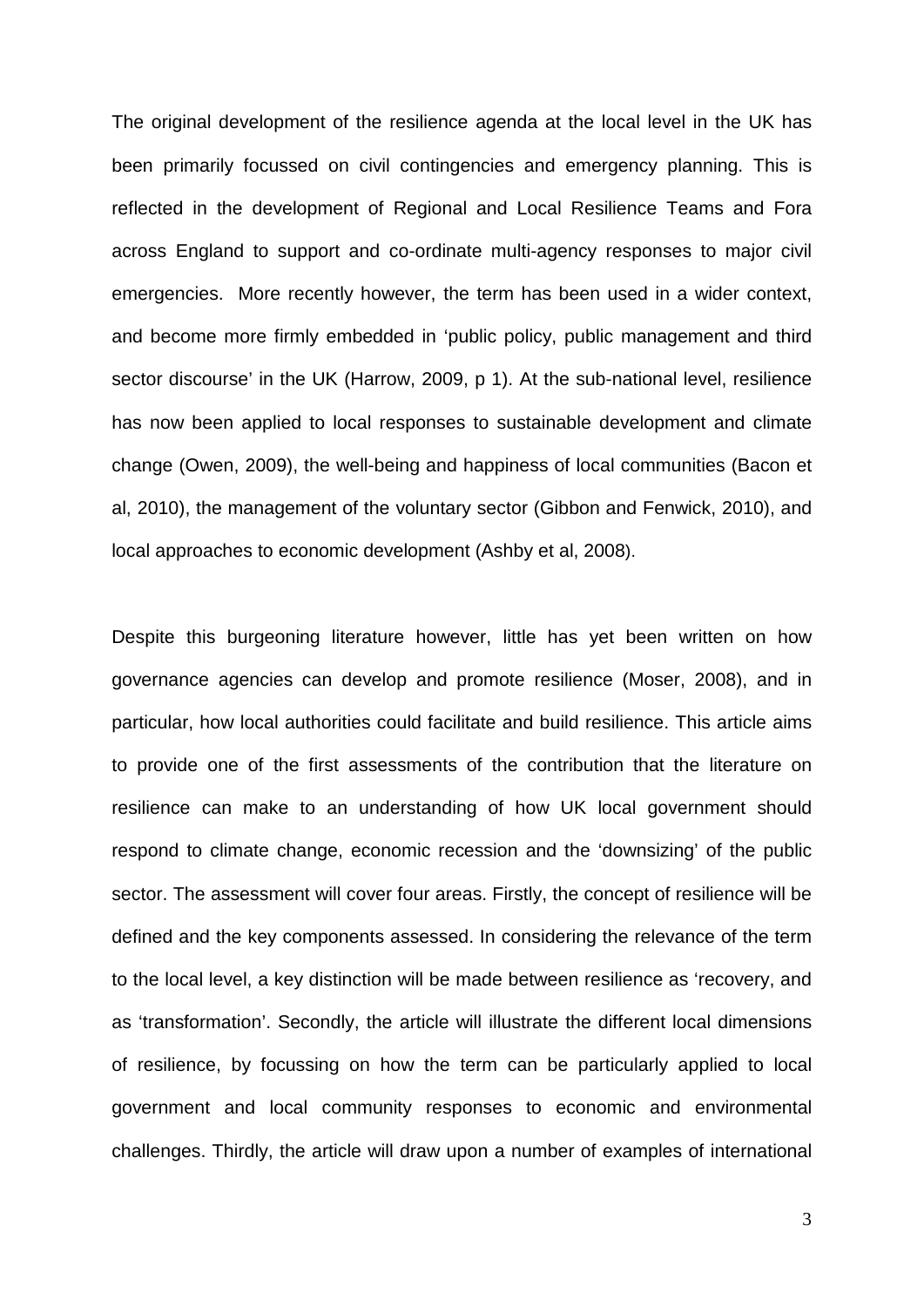The original development of the resilience agenda at the local level in the UK has been primarily focussed on civil contingencies and emergency planning. This is reflected in the development of Regional and Local Resilience Teams and Fora across England to support and co-ordinate multi-agency responses to major civil emergencies. More recently however, the term has been used in a wider context, and become more firmly embedded in 'public policy, public management and third sector discourse' in the UK (Harrow, 2009, p 1). At the sub-national level, resilience has now been applied to local responses to sustainable development and climate change (Owen, 2009), the well-being and happiness of local communities (Bacon et al, 2010), the management of the voluntary sector (Gibbon and Fenwick, 2010), and local approaches to economic development (Ashby et al, 2008).

Despite this burgeoning literature however, little has yet been written on how governance agencies can develop and promote resilience (Moser, 2008), and in particular, how local authorities could facilitate and build resilience. This article aims to provide one of the first assessments of the contribution that the literature on resilience can make to an understanding of how UK local government should respond to climate change, economic recession and the 'downsizing' of the public sector. The assessment will cover four areas. Firstly, the concept of resilience will be defined and the key components assessed. In considering the relevance of the term to the local level, a key distinction will be made between resilience as 'recovery, and as 'transformation'. Secondly, the article will illustrate the different local dimensions of resilience, by focussing on how the term can be particularly applied to local government and local community responses to economic and environmental challenges. Thirdly, the article will draw upon a number of examples of international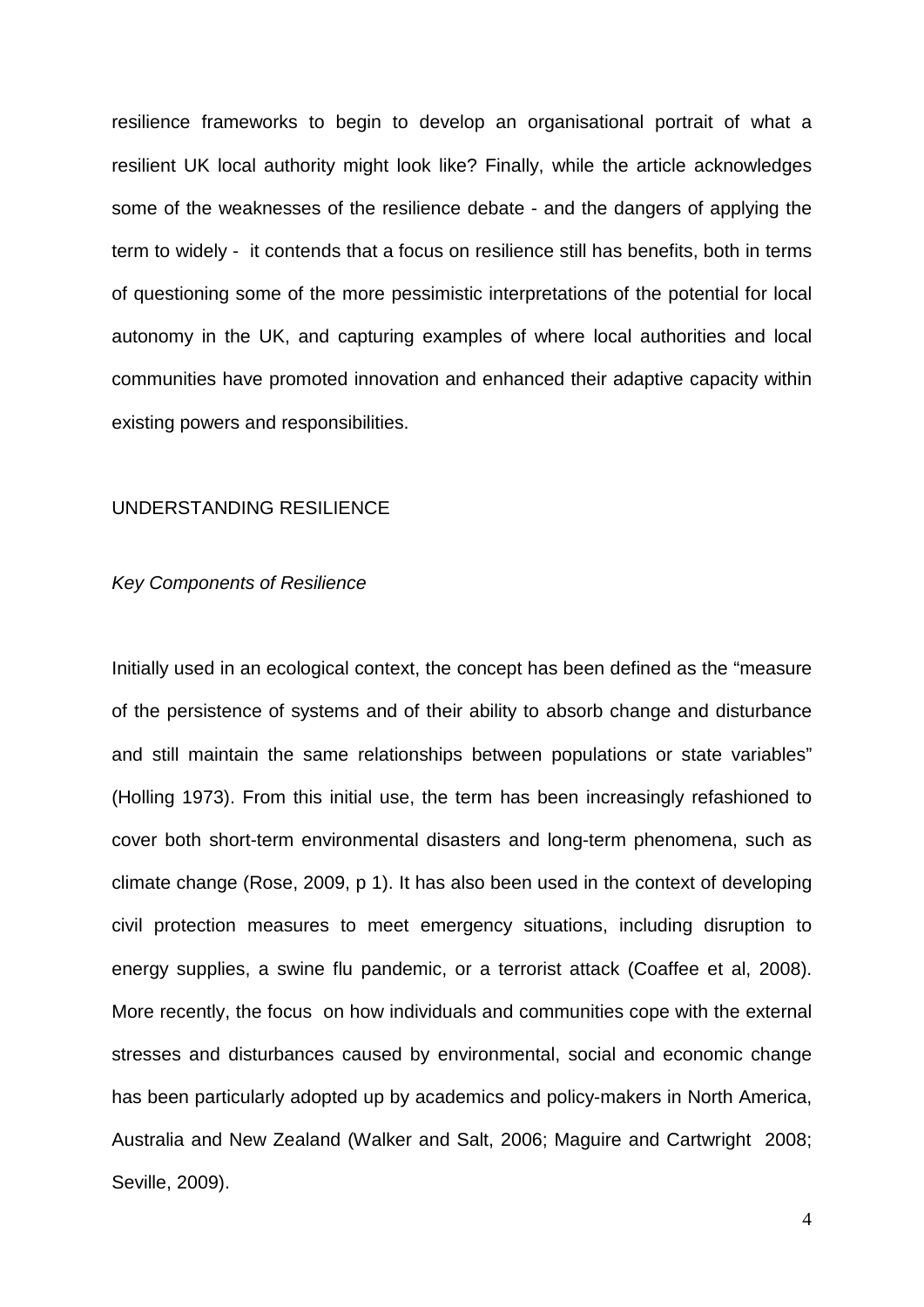resilience frameworks to begin to develop an organisational portrait of what a resilient UK local authority might look like? Finally, while the article acknowledges some of the weaknesses of the resilience debate - and the dangers of applying the term to widely - it contends that a focus on resilience still has benefits, both in terms of questioning some of the more pessimistic interpretations of the potential for local autonomy in the UK, and capturing examples of where local authorities and local communities have promoted innovation and enhanced their adaptive capacity within existing powers and responsibilities.

## UNDERSTANDING RESILIENCE

### *Key Components of Resilience*

Initially used in an ecological context, the concept has been defined as the "measure of the persistence of systems and of their ability to absorb change and disturbance and still maintain the same relationships between populations or state variables" (Holling 1973). From this initial use, the term has been increasingly refashioned to cover both short-term environmental disasters and long-term phenomena, such as climate change (Rose, 2009, p 1). It has also been used in the context of developing civil protection measures to meet emergency situations, including disruption to energy supplies, a swine flu pandemic, or a terrorist attack (Coaffee et al, 2008). More recently, the focus on how individuals and communities cope with the external stresses and disturbances caused by environmental, social and economic change has been particularly adopted up by academics and policy-makers in North America, Australia and New Zealand (Walker and Salt, 2006; Maguire and Cartwright 2008; Seville, 2009).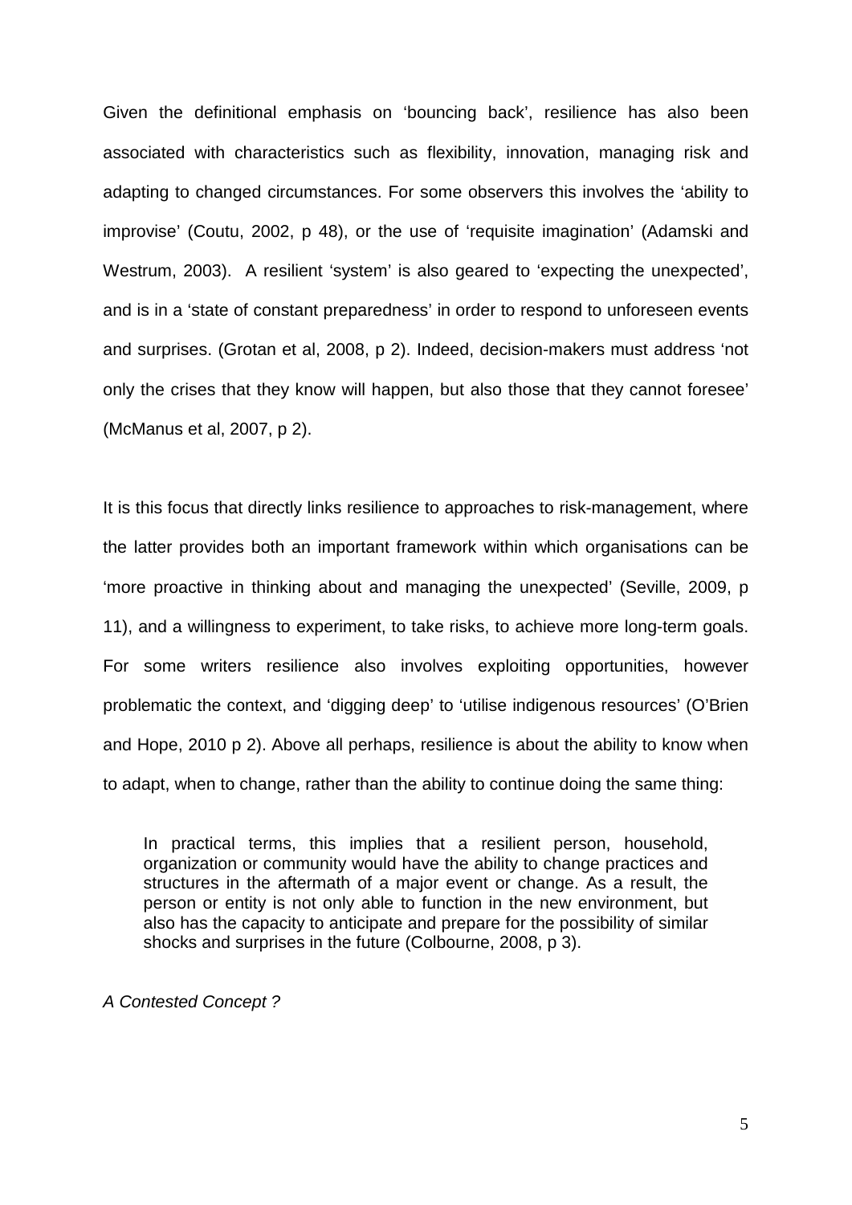Given the definitional emphasis on 'bouncing back', resilience has also been associated with characteristics such as flexibility, innovation, managing risk and adapting to changed circumstances. For some observers this involves the 'ability to improvise' (Coutu, 2002, p 48), or the use of 'requisite imagination' (Adamski and Westrum, 2003). A resilient 'system' is also geared to 'expecting the unexpected', and is in a 'state of constant preparedness' in order to respond to unforeseen events and surprises. (Grotan et al, 2008, p 2). Indeed, decision-makers must address 'not only the crises that they know will happen, but also those that they cannot foresee' (McManus et al, 2007, p 2).

It is this focus that directly links resilience to approaches to risk-management, where the latter provides both an important framework within which organisations can be 'more proactive in thinking about and managing the unexpected' (Seville, 2009, p 11), and a willingness to experiment, to take risks, to achieve more long-term goals. For some writers resilience also involves exploiting opportunities, however problematic the context, and 'digging deep' to 'utilise indigenous resources' (O'Brien and Hope, 2010 p 2). Above all perhaps, resilience is about the ability to know when to adapt, when to change, rather than the ability to continue doing the same thing:

> In practical terms, this implies that a resilient person, household, organization or community would have the ability to change practices and structures in the aftermath of a major event or change. As a result, the person or entity is not only able to function in the new environment, but also has the capacity to anticipate and prepare for the possibility of similar shocks and surprises in the future (Colbourne, 2008, p 3).

*A Contested Concept ?*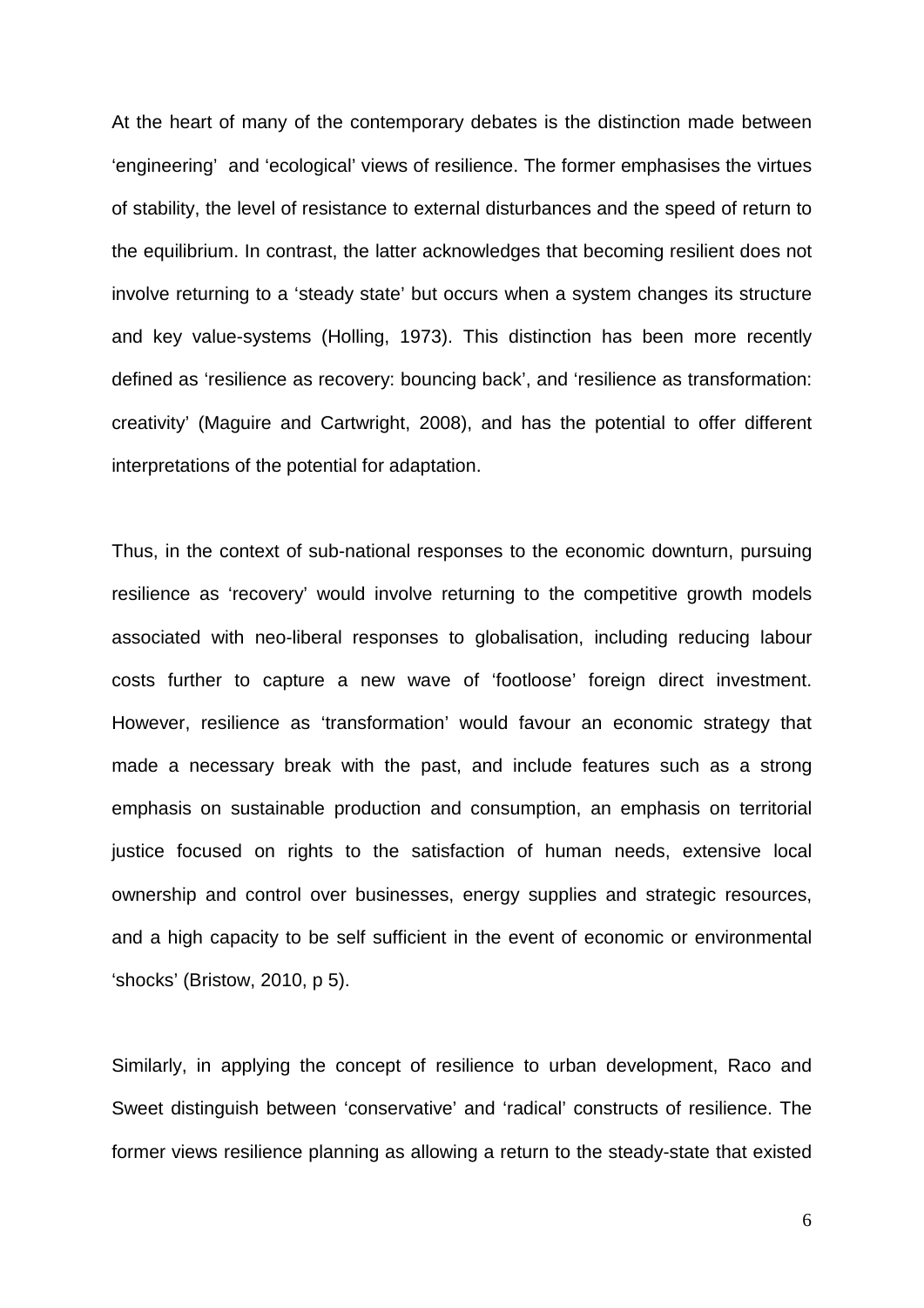At the heart of many of the contemporary debates is the distinction made between 'engineering' and 'ecological' views of resilience. The former emphasises the virtues of stability, the level of resistance to external disturbances and the speed of return to the equilibrium. In contrast, the latter acknowledges that becoming resilient does not involve returning to a 'steady state' but occurs when a system changes its structure and key value-systems (Holling, 1973). This distinction has been more recently defined as 'resilience as recovery: bouncing back', and 'resilience as transformation: creativity' (Maguire and Cartwright, 2008), and has the potential to offer different interpretations of the potential for adaptation.

Thus, in the context of sub-national responses to the economic downturn, pursuing resilience as 'recovery' would involve returning to the competitive growth models associated with neo-liberal responses to globalisation, including reducing labour costs further to capture a new wave of 'footloose' foreign direct investment. However, resilience as 'transformation' would favour an economic strategy that made a necessary break with the past, and include features such as a strong emphasis on sustainable production and consumption, an emphasis on territorial justice focused on rights to the satisfaction of human needs, extensive local ownership and control over businesses, energy supplies and strategic resources, and a high capacity to be self sufficient in the event of economic or environmental 'shocks' (Bristow, 2010, p 5).

Similarly, in applying the concept of resilience to urban development, Raco and Sweet distinguish between 'conservative' and 'radical' constructs of resilience. The former views resilience planning as allowing a return to the steady-state that existed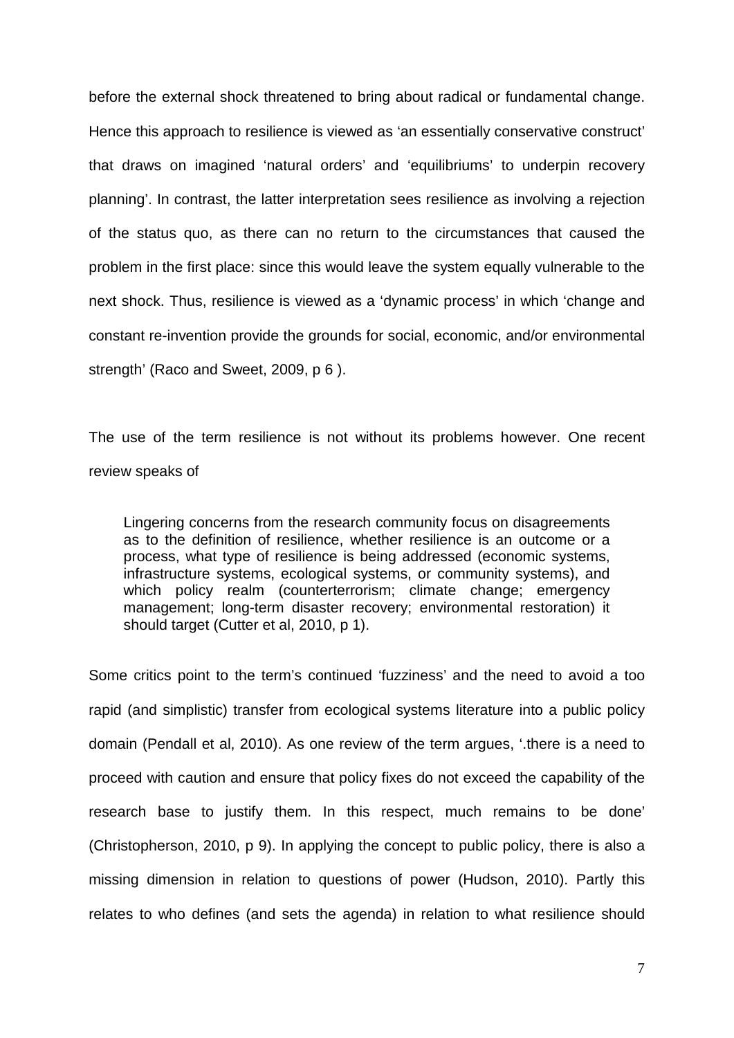before the external shock threatened to bring about radical or fundamental change. Hence this approach to resilience is viewed as 'an essentially conservative construct' that draws on imagined 'natural orders' and 'equilibriums' to underpin recovery planning'. In contrast, the latter interpretation sees resilience as involving a rejection of the status quo, as there can no return to the circumstances that caused the problem in the first place: since this would leave the system equally vulnerable to the next shock. Thus, resilience is viewed as a 'dynamic process' in which 'change and constant re-invention provide the grounds for social, economic, and/or environmental strength' (Raco and Sweet, 2009, p 6 ).

The use of the term resilience is not without its problems however. One recent review speaks of

> Lingering concerns from the research community focus on disagreements as to the definition of resilience, whether resilience is an outcome or a process, what type of resilience is being addressed (economic systems, infrastructure systems, ecological systems, or community systems), and which policy realm (counterterrorism; climate change; emergency management; long-term disaster recovery; environmental restoration) it should target (Cutter et al, 2010, p 1).

Some critics point to the term's continued 'fuzziness' and the need to avoid a too rapid (and simplistic) transfer from ecological systems literature into a public policy domain (Pendall et al, 2010). As one review of the term argues, '.there is a need to proceed with caution and ensure that policy fixes do not exceed the capability of the research base to justify them. In this respect, much remains to be done' (Christopherson, 2010, p 9). In applying the concept to public policy, there is also a missing dimension in relation to questions of power (Hudson, 2010). Partly this relates to who defines (and sets the agenda) in relation to what resilience should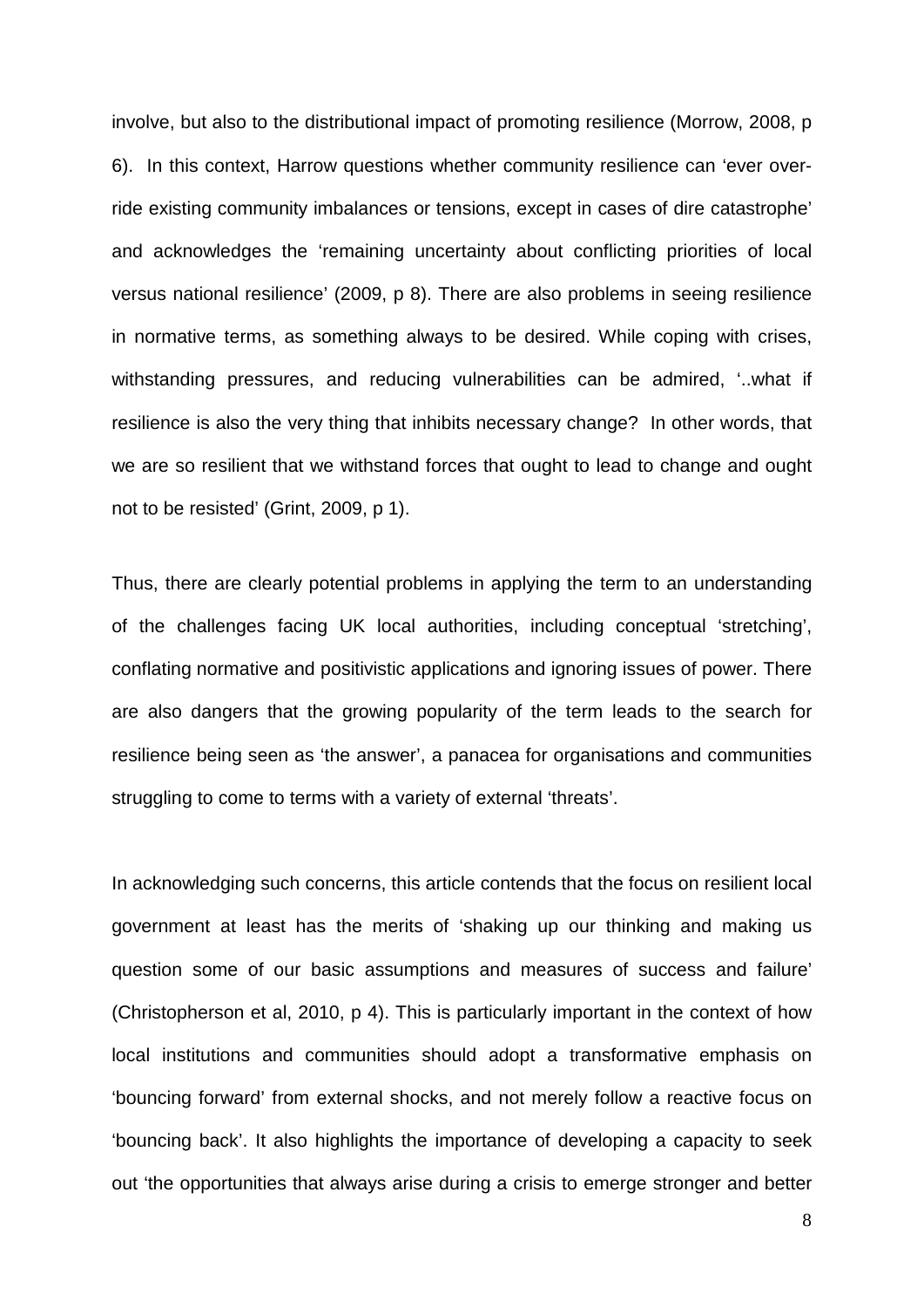involve, but also to the distributional impact of promoting resilience (Morrow, 2008, p 6). In this context, Harrow questions whether community resilience can 'ever over-ride existing community imbalances or tensions, except in cases of dire catastrophe' and acknowledges the 'remaining uncertainty about conflicting priorities of local versus national resilience' (2009, p 8). There are also problems in seeing resilience in normative terms, as something always to be desired. While coping with crises, withstanding pressures, and reducing vulnerabilities can be admired, '..what if resilience is also the very thing that inhibits necessary change? In other words, that we are so resilient that we withstand forces that ought to lead to change and ought not to be resisted' (Grint, 2009, p 1).

Thus, there are clearly potential problems in applying the term to an understanding of the challenges facing UK local authorities, including conceptual 'stretching', conflating normative and positivistic applications and ignoring issues of power. There are also dangers that the growing popularity of the term leads to the search for resilience being seen as 'the answer', a panacea for organisations and communities struggling to come to terms with a variety of external 'threats'.

In acknowledging such concerns, this article contends that the focus on resilient local government at least has the merits of 'shaking up our thinking and making us question some of our basic assumptions and measures of success and failure' (Christopherson et al, 2010, p 4). This is particularly important in the context of how local institutions and communities should adopt a transformative emphasis on 'bouncing forward' from external shocks, and not merely follow a reactive focus on 'bouncing back'. It also highlights the importance of developing a capacity to seek out 'the opportunities that always arise during a crisis to emerge stronger and better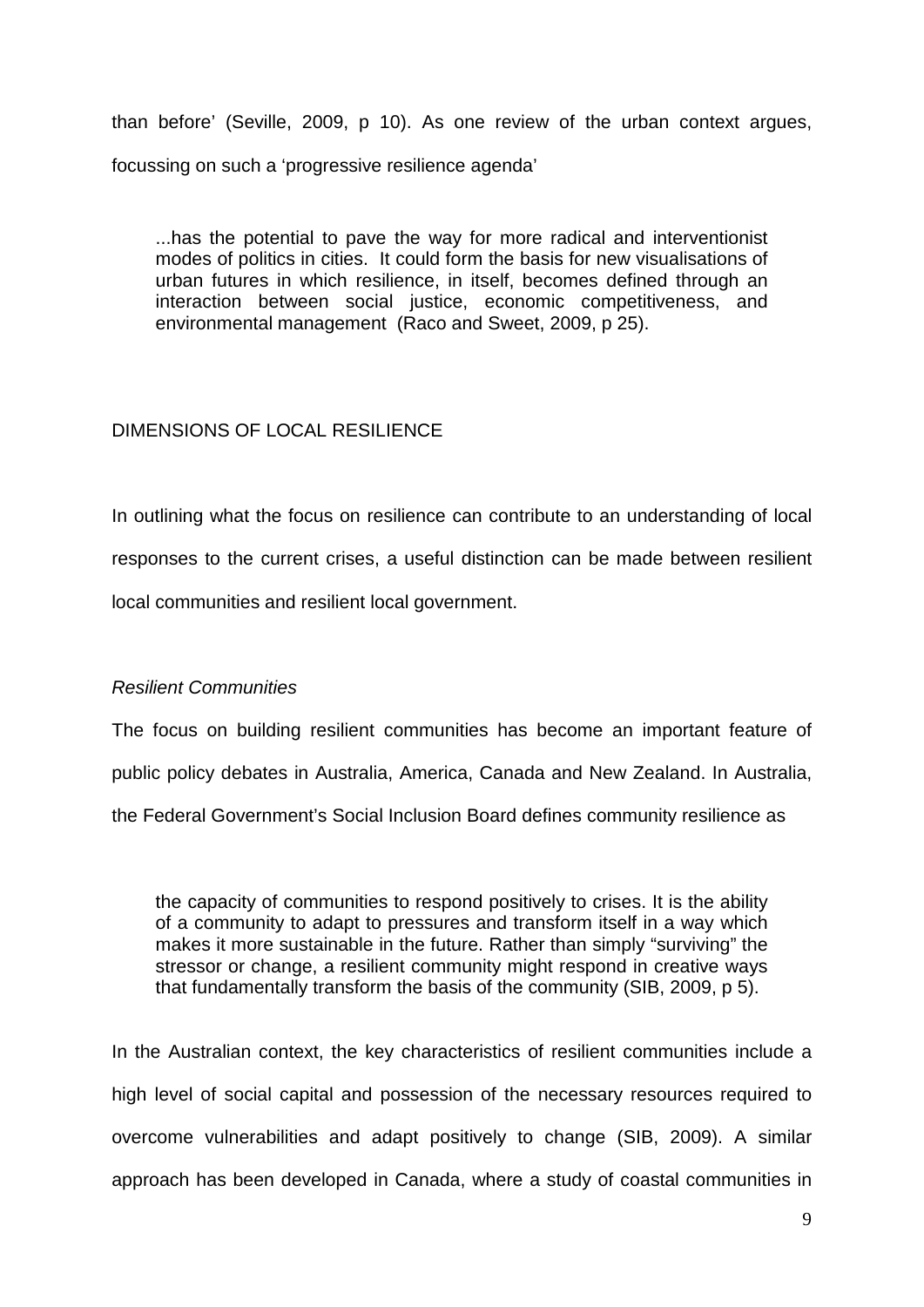than before' (Seville, 2009, p 10). As one review of the urban context argues, focussing on such a 'progressive resilience agenda'

> ...has the potential to pave the way for more radical and interventionist modes of politics in cities. It could form the basis for new visualisations of urban futures in which resilience, in itself, becomes defined through an interaction between social justice, economic competitiveness, and environmental management (Raco and Sweet, 2009, p 25).

## DIMENSIONS OF LOCAL RESILIENCE

In outlining what the focus on resilience can contribute to an understanding of local responses to the current crises, a useful distinction can be made between resilient local communities and resilient local government.

### *Resilient Communities*

The focus on building resilient communities has become an important feature of public policy debates in Australia, America, Canada and New Zealand. In Australia, the Federal Government's Social Inclusion Board defines community resilience as

> the capacity of communities to respond positively to crises. It is the ability of a community to adapt to pressures and transform itself in a way which makes it more sustainable in the future. Rather than simply "surviving" the stressor or change, a resilient community might respond in creative ways that fundamentally transform the basis of the community (SIB, 2009, p 5).

In the Australian context, the key characteristics of resilient communities include a high level of social capital and possession of the necessary resources required to overcome vulnerabilities and adapt positively to change (SIB, 2009). A similar approach has been developed in Canada, where a study of coastal communities in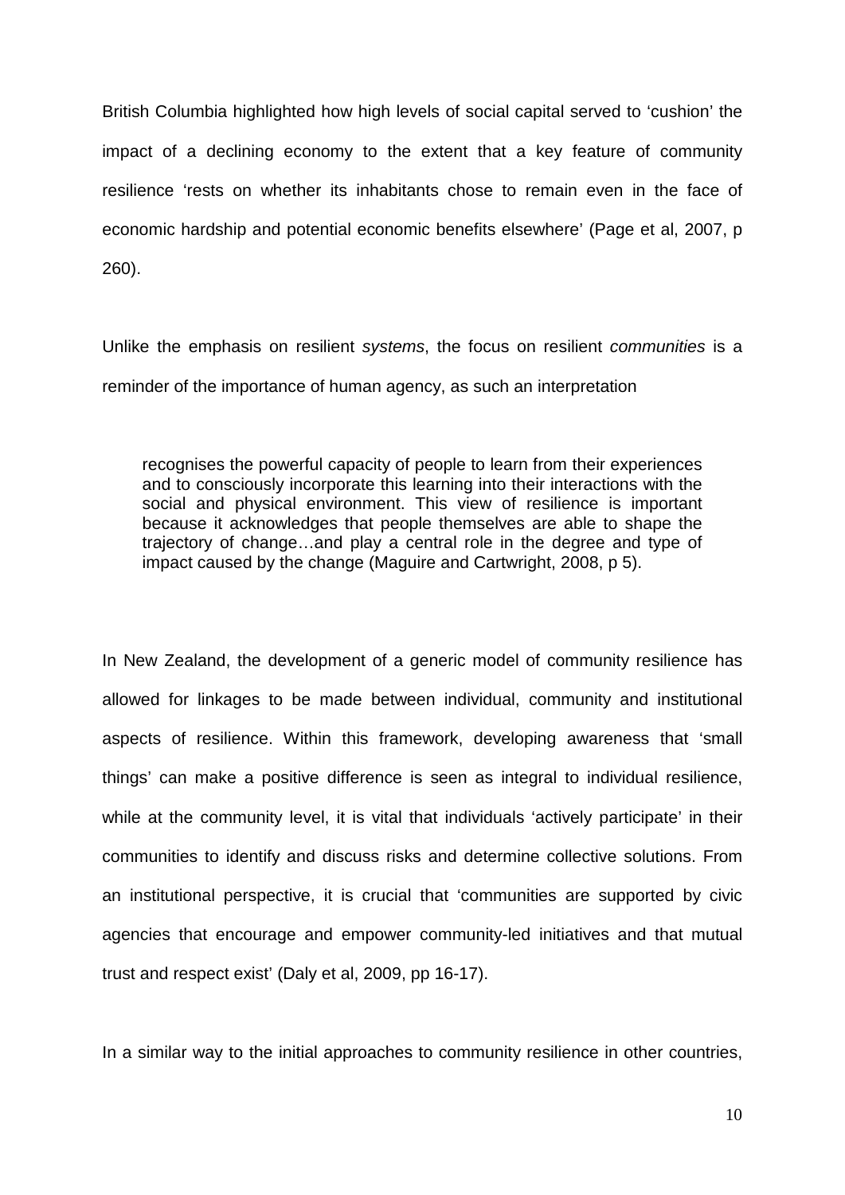British Columbia highlighted how high levels of social capital served to 'cushion' the impact of a declining economy to the extent that a key feature of community resilience 'rests on whether its inhabitants chose to remain even in the face of economic hardship and potential economic benefits elsewhere' (Page et al, 2007, p 260).

Unlike the emphasis on resilient *systems*, the focus on resilient *communities* is a reminder of the importance of human agency, as such an interpretation

> recognises the powerful capacity of people to learn from their experiences and to consciously incorporate this learning into their interactions with the social and physical environment. This view of resilience is important because it acknowledges that people themselves are able to shape the trajectory of change…and play a central role in the degree and type of impact caused by the change (Maguire and Cartwright, 2008, p 5).

In New Zealand, the development of a generic model of community resilience has allowed for linkages to be made between individual, community and institutional aspects of resilience. Within this framework, developing awareness that 'small things' can make a positive difference is seen as integral to individual resilience, while at the community level, it is vital that individuals 'actively participate' in their communities to identify and discuss risks and determine collective solutions. From an institutional perspective, it is crucial that 'communities are supported by civic agencies that encourage and empower community-led initiatives and that mutual trust and respect exist' (Daly et al, 2009, pp 16-17).

In a similar way to the initial approaches to community resilience in other countries,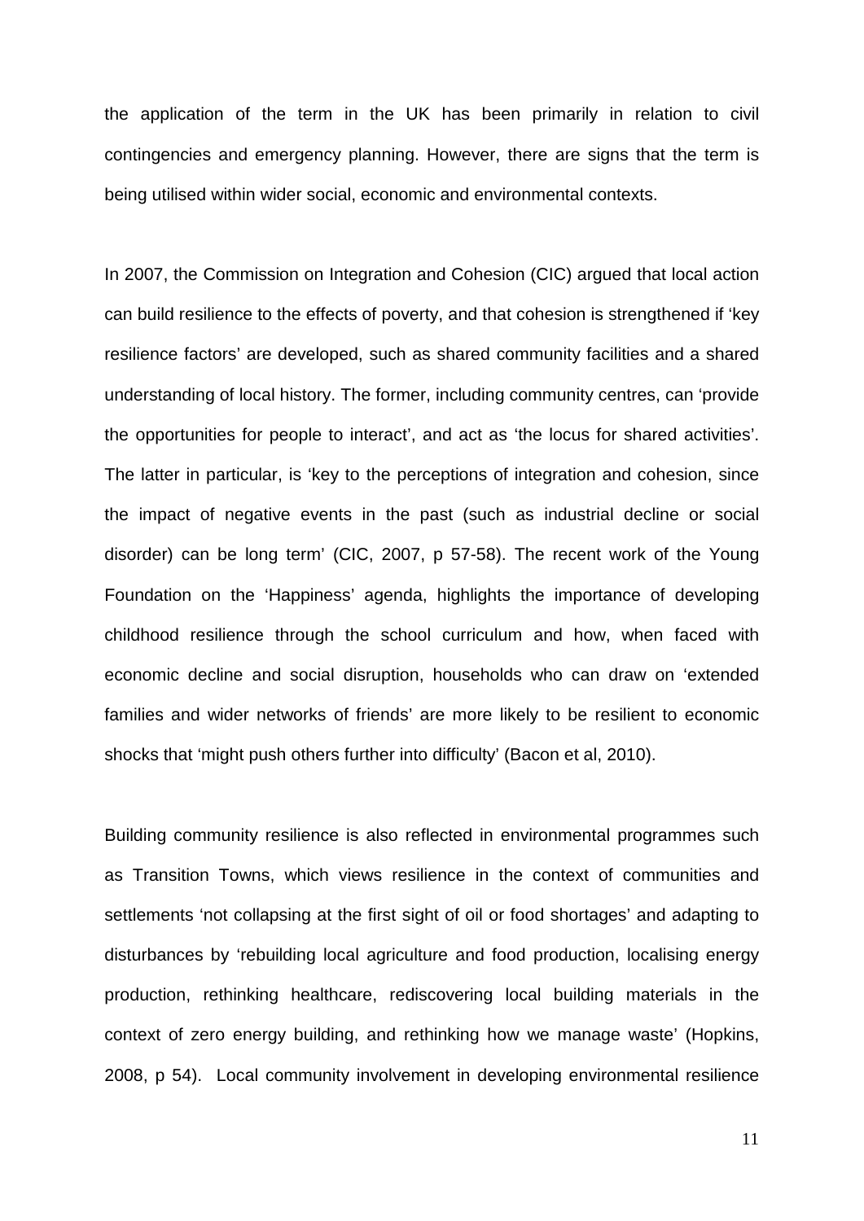the application of the term in the UK has been primarily in relation to civil contingencies and emergency planning. However, there are signs that the term is being utilised within wider social, economic and environmental contexts.

In 2007, the Commission on Integration and Cohesion (CIC) argued that local action can build resilience to the effects of poverty, and that cohesion is strengthened if 'key resilience factors' are developed, such as shared community facilities and a shared understanding of local history. The former, including community centres, can 'provide the opportunities for people to interact', and act as 'the locus for shared activities'. The latter in particular, is 'key to the perceptions of integration and cohesion, since the impact of negative events in the past (such as industrial decline or social disorder) can be long term' (CIC, 2007, p 57-58). The recent work of the Young Foundation on the 'Happiness' agenda, highlights the importance of developing childhood resilience through the school curriculum and how, when faced with economic decline and social disruption, households who can draw on 'extended families and wider networks of friends' are more likely to be resilient to economic shocks that 'might push others further into difficulty' (Bacon et al, 2010).

Building community resilience is also reflected in environmental programmes such as Transition Towns, which views resilience in the context of communities and settlements 'not collapsing at the first sight of oil or food shortages' and adapting to disturbances by 'rebuilding local agriculture and food production, localising energy production, rethinking healthcare, rediscovering local building materials in the context of zero energy building, and rethinking how we manage waste' (Hopkins, 2008, p 54). Local community involvement in developing environmental resilience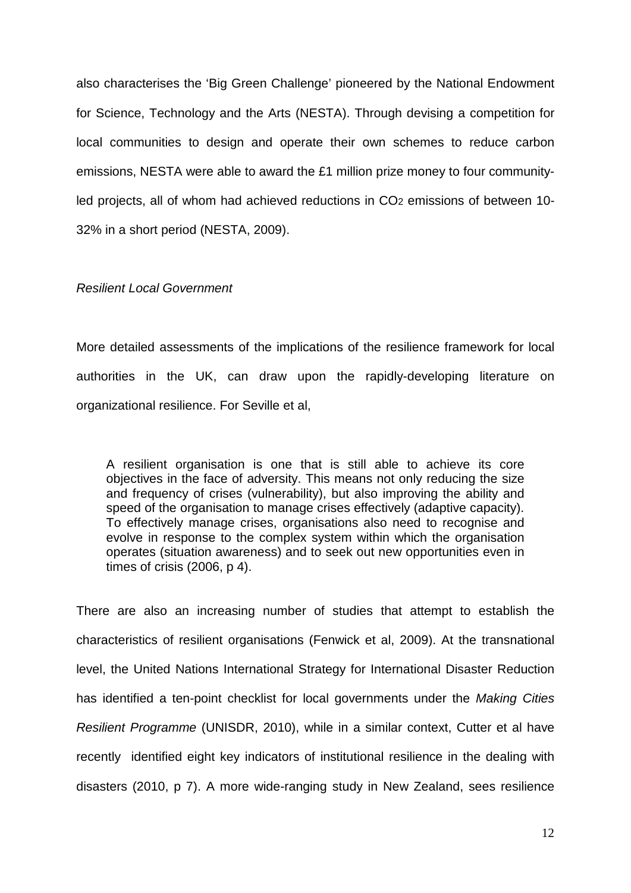also characterises the 'Big Green Challenge' pioneered by the National Endowment for Science, Technology and the Arts (NESTA). Through devising a competition for local communities to design and operate their own schemes to reduce carbon emissions, NESTA were able to award the £1 million prize money to four community-led projects, all of whom had achieved reductions in $CO_2$ emissions of between 10-32% in a short period (NESTA, 2009).

*Resilient Local Government*

More detailed assessments of the implications of the resilience framework for local authorities in the UK, can draw upon the rapidly-developing literature on organizational resilience. For Seville et al,

> A resilient organisation is one that is still able to achieve its core objectives in the face of adversity. This means not only reducing the size and frequency of crises (vulnerability), but also improving the ability and speed of the organisation to manage crises effectively (adaptive capacity). To effectively manage crises, organisations also need to recognise and evolve in response to the complex system within which the organisation operates (situation awareness) and to seek out new opportunities even in times of crisis (2006, p 4).

There are also an increasing number of studies that attempt to establish the characteristics of resilient organisations (Fenwick et al, 2009). At the transnational level, the United Nations International Strategy for International Disaster Reduction has identified a ten-point checklist for local governments under the *Making Cities Resilient Programme* (UNISDR, 2010), while in a similar context, Cutter et al have recently identified eight key indicators of institutional resilience in the dealing with disasters (2010, p 7). A more wide-ranging study in New Zealand, sees resilience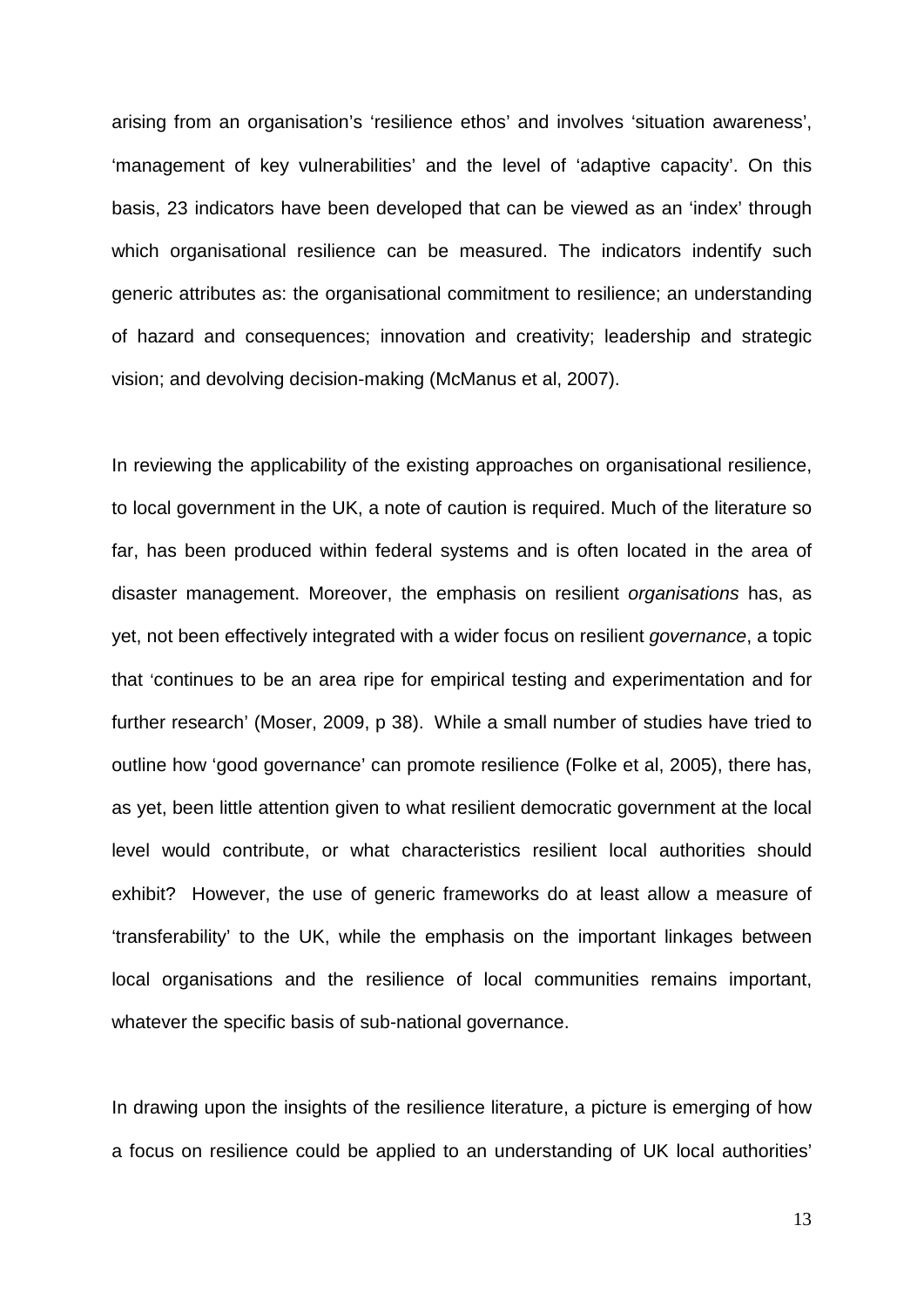arising from an organisation's 'resilience ethos' and involves 'situation awareness', 'management of key vulnerabilities' and the level of 'adaptive capacity'. On this basis, 23 indicators have been developed that can be viewed as an 'index' through which organisational resilience can be measured. The indicators indentify such generic attributes as: the organisational commitment to resilience; an understanding of hazard and consequences; innovation and creativity; leadership and strategic vision; and devolving decision-making (McManus et al, 2007).

In reviewing the applicability of the existing approaches on organisational resilience, to local government in the UK, a note of caution is required. Much of the literature so far, has been produced within federal systems and is often located in the area of disaster management. Moreover, the emphasis on resilient *organisations* has, as yet, not been effectively integrated with a wider focus on resilient *governance*, a topic that 'continues to be an area ripe for empirical testing and experimentation and for further research' (Moser, 2009, p 38). While a small number of studies have tried to outline how 'good governance' can promote resilience (Folke et al, 2005), there has, as yet, been little attention given to what resilient democratic government at the local level would contribute, or what characteristics resilient local authorities should exhibit? However, the use of generic frameworks do at least allow a measure of 'transferability' to the UK, while the emphasis on the important linkages between local organisations and the resilience of local communities remains important, whatever the specific basis of sub-national governance.

In drawing upon the insights of the resilience literature, a picture is emerging of how a focus on resilience could be applied to an understanding of UK local authorities'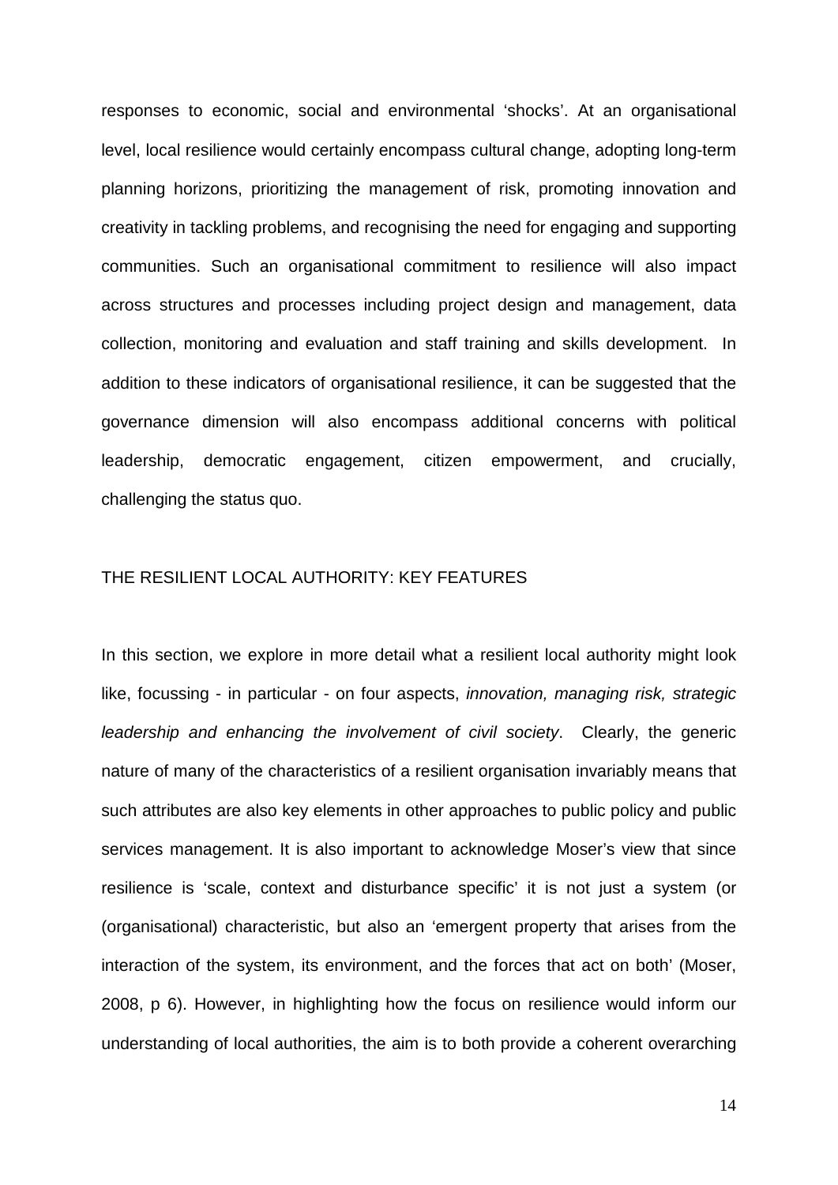responses to economic, social and environmental 'shocks'. At an organisational level, local resilience would certainly encompass cultural change, adopting long-term planning horizons, prioritizing the management of risk, promoting innovation and creativity in tackling problems, and recognising the need for engaging and supporting communities. Such an organisational commitment to resilience will also impact across structures and processes including project design and management, data collection, monitoring and evaluation and staff training and skills development. In addition to these indicators of organisational resilience, it can be suggested that the governance dimension will also encompass additional concerns with political leadership, democratic engagement, citizen empowerment, and crucially, challenging the status quo.

## THE RESILIENT LOCAL AUTHORITY: KEY FEATURES

In this section, we explore in more detail what a resilient local authority might look like, focussing - in particular - on four aspects, *innovation, managing risk, strategic leadership and enhancing the involvement of civil society*. Clearly, the generic nature of many of the characteristics of a resilient organisation invariably means that such attributes are also key elements in other approaches to public policy and public services management. It is also important to acknowledge Moser's view that since resilience is 'scale, context and disturbance specific' it is not just a system (or (organisational) characteristic, but also an 'emergent property that arises from the interaction of the system, its environment, and the forces that act on both' (Moser, 2008, p 6). However, in highlighting how the focus on resilience would inform our understanding of local authorities, the aim is to both provide a coherent overarching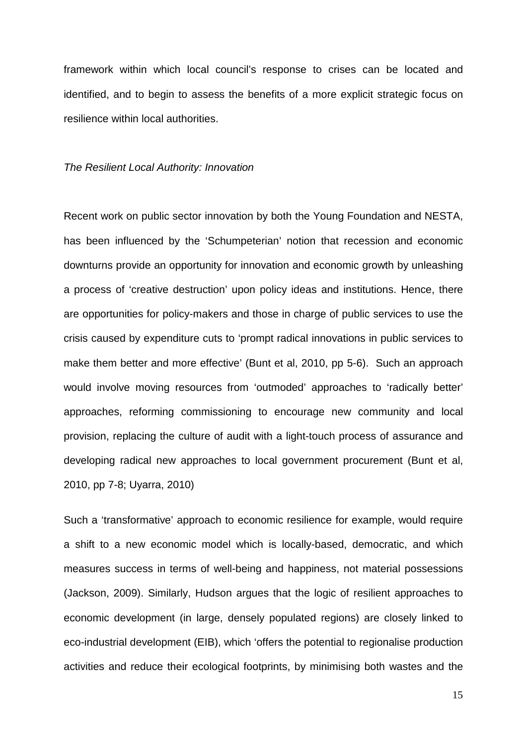framework within which local council's response to crises can be located and identified, and to begin to assess the benefits of a more explicit strategic focus on resilience within local authorities.

*The Resilient Local Authority: Innovation*

Recent work on public sector innovation by both the Young Foundation and NESTA, has been influenced by the 'Schumpeterian' notion that recession and economic downturns provide an opportunity for innovation and economic growth by unleashing a process of 'creative destruction' upon policy ideas and institutions. Hence, there are opportunities for policy-makers and those in charge of public services to use the crisis caused by expenditure cuts to 'prompt radical innovations in public services to make them better and more effective' (Bunt et al, 2010, pp 5-6). Such an approach would involve moving resources from 'outmoded' approaches to 'radically better' approaches, reforming commissioning to encourage new community and local provision, replacing the culture of audit with a light-touch process of assurance and developing radical new approaches to local government procurement (Bunt et al, 2010, pp 7-8; Uyarra, 2010)

Such a 'transformative' approach to economic resilience for example, would require a shift to a new economic model which is locally-based, democratic, and which measures success in terms of well-being and happiness, not material possessions (Jackson, 2009). Similarly, Hudson argues that the logic of resilient approaches to economic development (in large, densely populated regions) are closely linked to eco-industrial development (EIB), which 'offers the potential to regionalise production activities and reduce their ecological footprints, by minimising both wastes and the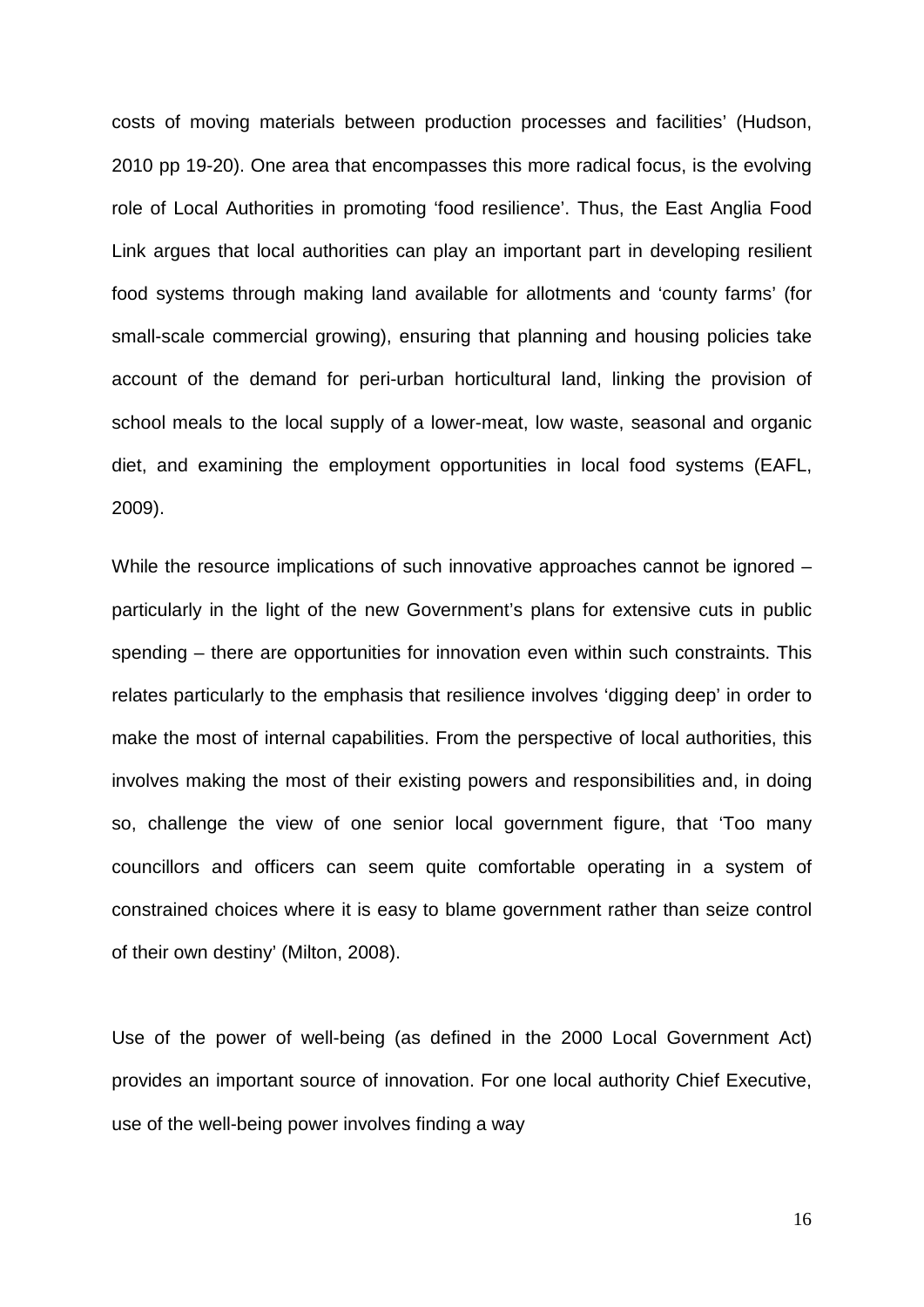costs of moving materials between production processes and facilities' (Hudson, 2010 pp 19-20). One area that encompasses this more radical focus, is the evolving role of Local Authorities in promoting 'food resilience'. Thus, the East Anglia Food Link argues that local authorities can play an important part in developing resilient food systems through making land available for allotments and 'county farms' (for small-scale commercial growing), ensuring that planning and housing policies take account of the demand for peri-urban horticultural land, linking the provision of school meals to the local supply of a lower-meat, low waste, seasonal and organic diet, and examining the employment opportunities in local food systems (EAFL, 2009).

While the resource implications of such innovative approaches cannot be ignored – particularly in the light of the new Government's plans for extensive cuts in public spending – there are opportunities for innovation even within such constraints. This relates particularly to the emphasis that resilience involves 'digging deep' in order to make the most of internal capabilities. From the perspective of local authorities, this involves making the most of their existing powers and responsibilities and, in doing so, challenge the view of one senior local government figure, that 'Too many councillors and officers can seem quite comfortable operating in a system of constrained choices where it is easy to blame government rather than seize control of their own destiny' (Milton, 2008).

Use of the power of well-being (as defined in the 2000 Local Government Act) provides an important source of innovation. For one local authority Chief Executive, use of the well-being power involves finding a way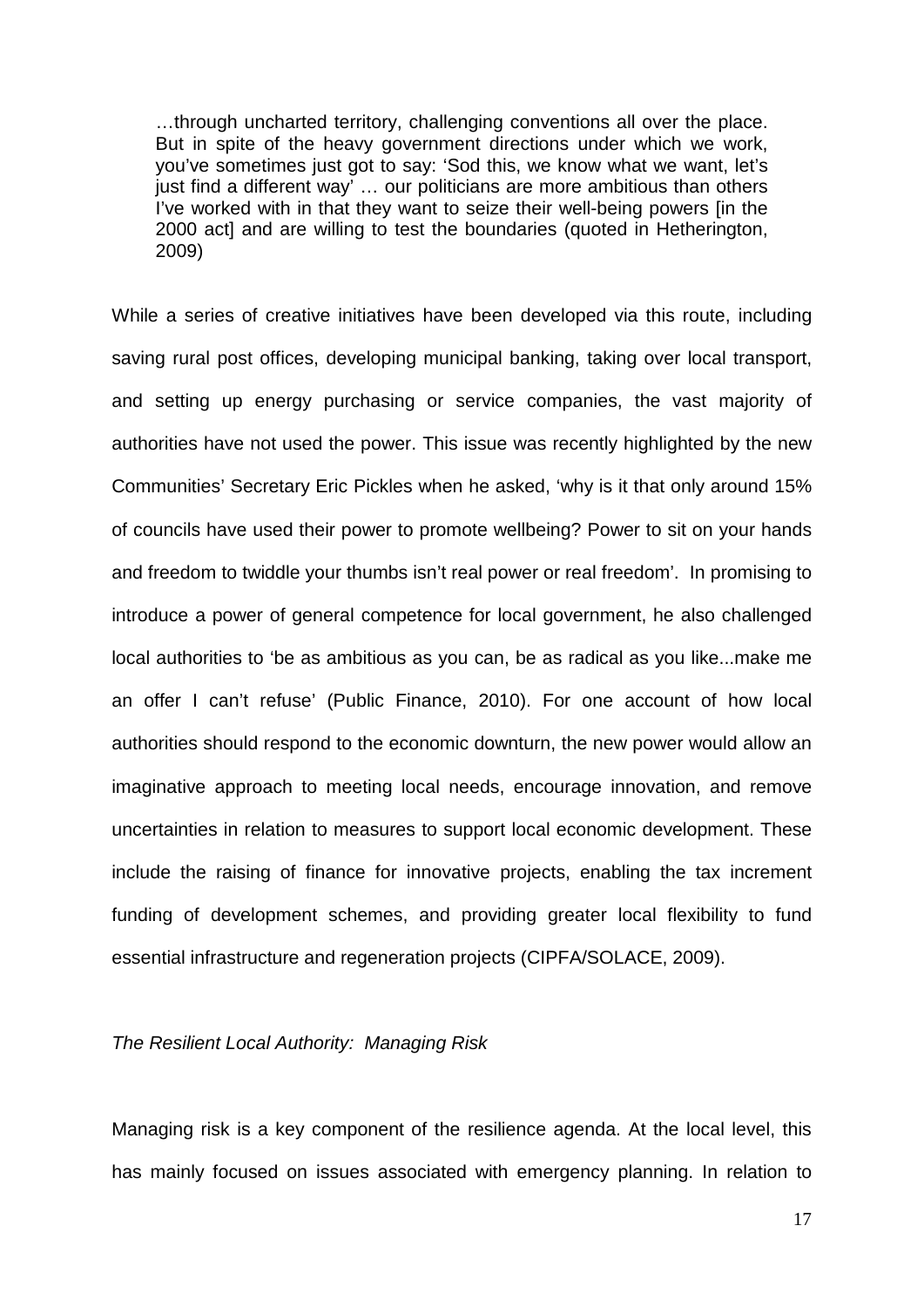> …through uncharted territory, challenging conventions all over the place. But in spite of the heavy government directions under which we work, you've sometimes just got to say: 'Sod this, we know what we want, let's just find a different way' … our politicians are more ambitious than others I've worked with in that they want to seize their well-being powers [in the 2000 act] and are willing to test the boundaries (quoted in Hetherington, 2009)

While a series of creative initiatives have been developed via this route, including saving rural post offices, developing municipal banking, taking over local transport, and setting up energy purchasing or service companies, the vast majority of authorities have not used the power. This issue was recently highlighted by the new Communities' Secretary Eric Pickles when he asked, 'why is it that only around 15% of councils have used their power to promote wellbeing? Power to sit on your hands and freedom to twiddle your thumbs isn't real power or real freedom'. In promising to introduce a power of general competence for local government, he also challenged local authorities to 'be as ambitious as you can, be as radical as you like...make me an offer I can't refuse' (Public Finance, 2010). For one account of how local authorities should respond to the economic downturn, the new power would allow an imaginative approach to meeting local needs, encourage innovation, and remove uncertainties in relation to measures to support local economic development. These include the raising of finance for innovative projects, enabling the tax increment funding of development schemes, and providing greater local flexibility to fund essential infrastructure and regeneration projects (CIPFA/SOLACE, 2009).

*The Resilient Local Authority: Managing Risk*

Managing risk is a key component of the resilience agenda. At the local level, this has mainly focused on issues associated with emergency planning. In relation to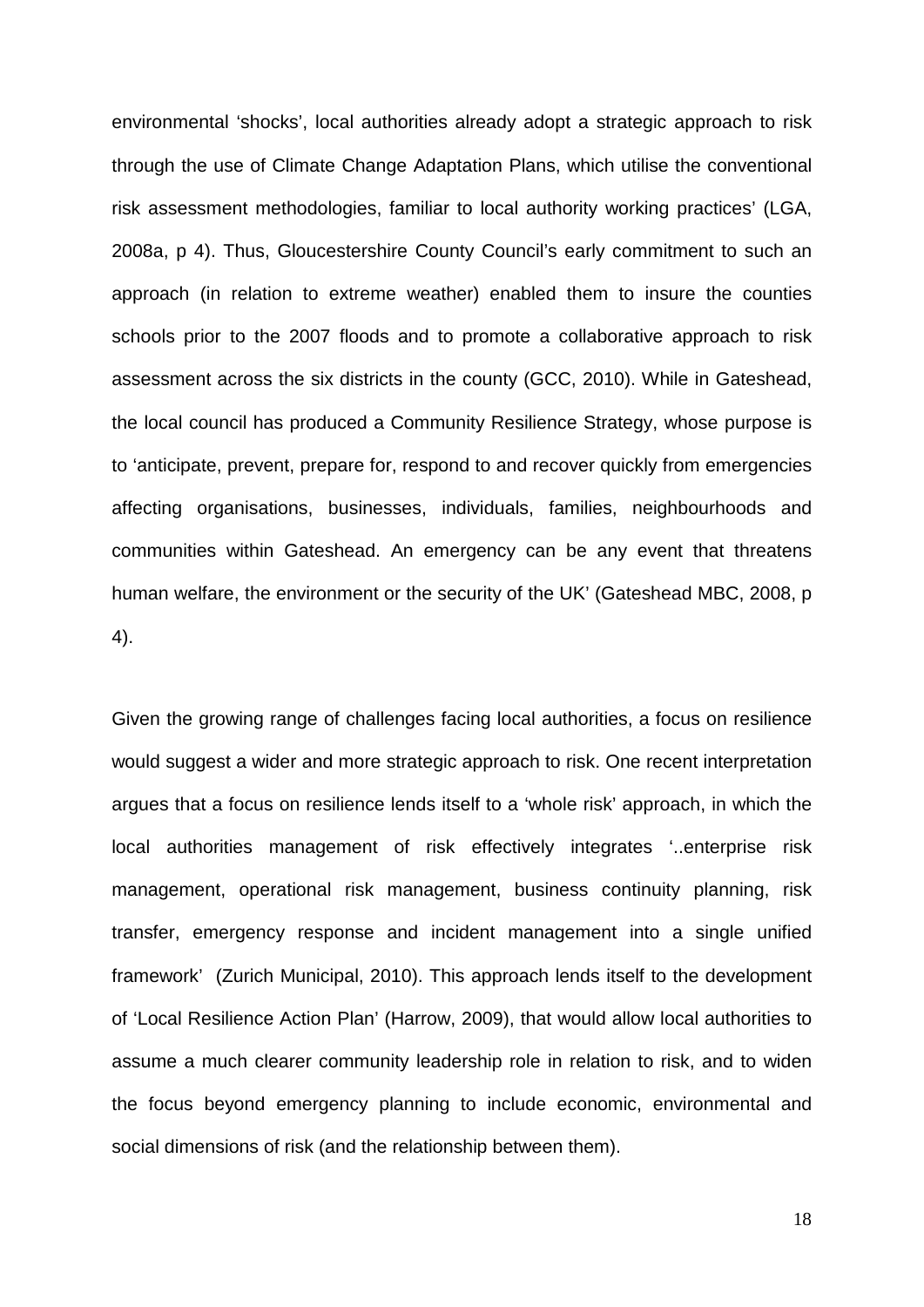environmental 'shocks', local authorities already adopt a strategic approach to risk through the use of Climate Change Adaptation Plans, which utilise the conventional risk assessment methodologies, familiar to local authority working practices' (LGA, 2008a, p 4). Thus, Gloucestershire County Council's early commitment to such an approach (in relation to extreme weather) enabled them to insure the counties schools prior to the 2007 floods and to promote a collaborative approach to risk assessment across the six districts in the county (GCC, 2010). While in Gateshead, the local council has produced a Community Resilience Strategy, whose purpose is to 'anticipate, prevent, prepare for, respond to and recover quickly from emergencies affecting organisations, businesses, individuals, families, neighbourhoods and communities within Gateshead. An emergency can be any event that threatens human welfare, the environment or the security of the UK' (Gateshead MBC, 2008, p 4).

Given the growing range of challenges facing local authorities, a focus on resilience would suggest a wider and more strategic approach to risk. One recent interpretation argues that a focus on resilience lends itself to a 'whole risk' approach, in which the local authorities management of risk effectively integrates '..enterprise risk management, operational risk management, business continuity planning, risk transfer, emergency response and incident management into a single unified framework' (Zurich Municipal, 2010). This approach lends itself to the development of 'Local Resilience Action Plan' (Harrow, 2009), that would allow local authorities to assume a much clearer community leadership role in relation to risk, and to widen the focus beyond emergency planning to include economic, environmental and social dimensions of risk (and the relationship between them).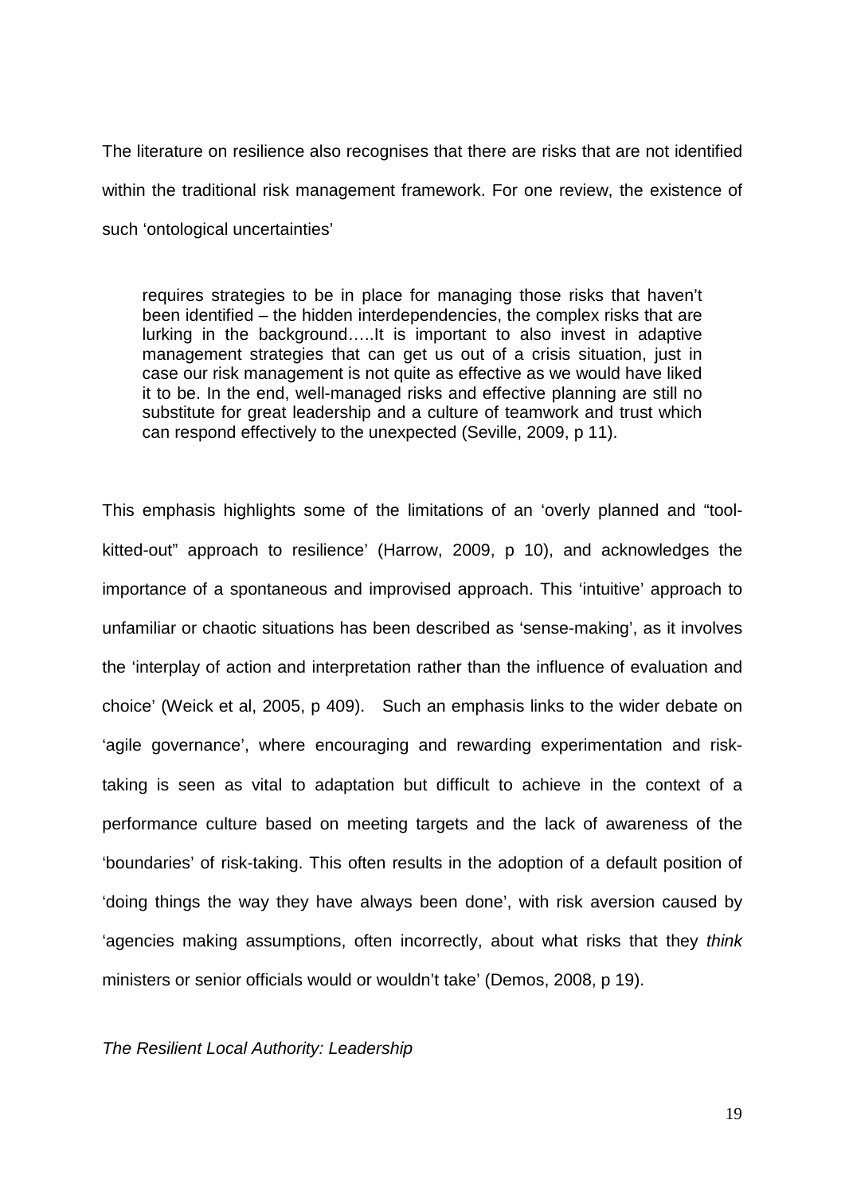The literature on resilience also recognises that there are risks that are not identified within the traditional risk management framework. For one review, the existence of such 'ontological uncertainties'

> requires strategies to be in place for managing those risks that haven't been identified – the hidden interdependencies, the complex risks that are lurking in the background…..It is important to also invest in adaptive management strategies that can get us out of a crisis situation, just in case our risk management is not quite as effective as we would have liked it to be. In the end, well-managed risks and effective planning are still no substitute for great leadership and a culture of teamwork and trust which can respond effectively to the unexpected (Seville, 2009, p 11).

This emphasis highlights some of the limitations of an 'overly planned and "tool-kitted-out" approach to resilience' (Harrow, 2009, p 10), and acknowledges the importance of a spontaneous and improvised approach. This 'intuitive' approach to unfamiliar or chaotic situations has been described as 'sense-making', as it involves the 'interplay of action and interpretation rather than the influence of evaluation and choice' (Weick et al, 2005, p 409). Such an emphasis links to the wider debate on 'agile governance', where encouraging and rewarding experimentation and risk-taking is seen as vital to adaptation but difficult to achieve in the context of a performance culture based on meeting targets and the lack of awareness of the 'boundaries' of risk-taking. This often results in the adoption of a default position of 'doing things the way they have always been done', with risk aversion caused by 'agencies making assumptions, often incorrectly, about what risks that they *think* ministers or senior officials would or wouldn't take' (Demos, 2008, p 19).

*The Resilient Local Authority: Leadership*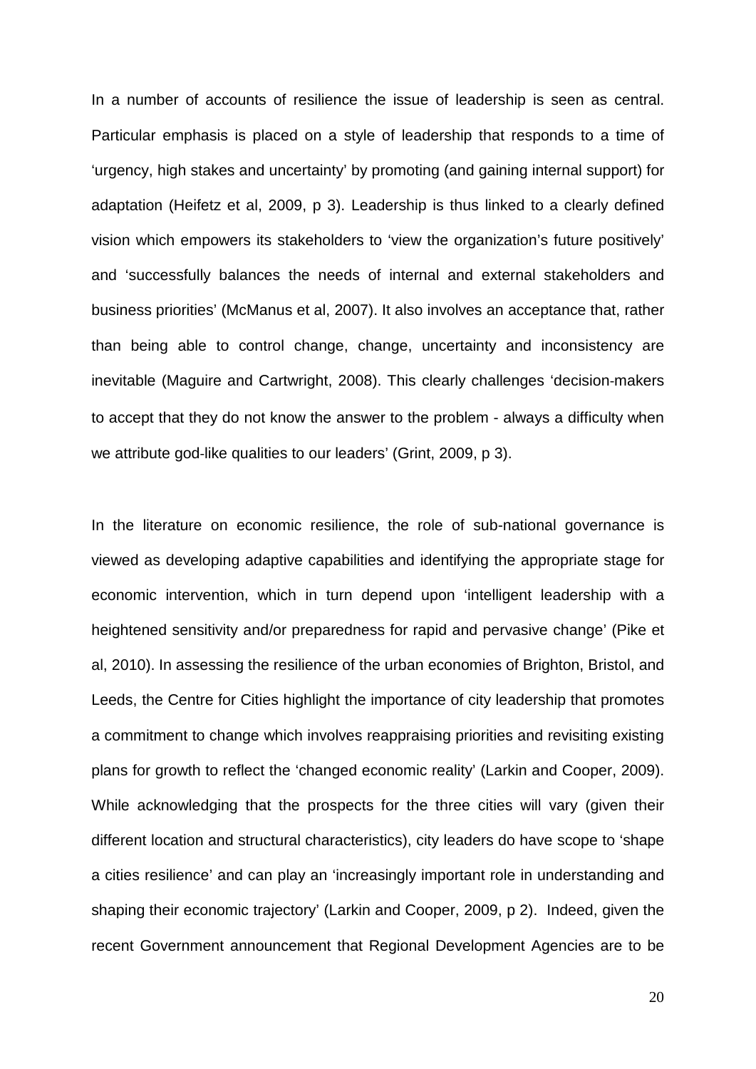In a number of accounts of resilience the issue of leadership is seen as central. Particular emphasis is placed on a style of leadership that responds to a time of 'urgency, high stakes and uncertainty' by promoting (and gaining internal support) for adaptation (Heifetz et al, 2009, p 3). Leadership is thus linked to a clearly defined vision which empowers its stakeholders to 'view the organization's future positively' and 'successfully balances the needs of internal and external stakeholders and business priorities' (McManus et al, 2007). It also involves an acceptance that, rather than being able to control change, change, uncertainty and inconsistency are inevitable (Maguire and Cartwright, 2008). This clearly challenges 'decision-makers to accept that they do not know the answer to the problem - always a difficulty when we attribute god-like qualities to our leaders' (Grint, 2009, p 3).

In the literature on economic resilience, the role of sub-national governance is viewed as developing adaptive capabilities and identifying the appropriate stage for economic intervention, which in turn depend upon 'intelligent leadership with a heightened sensitivity and/or preparedness for rapid and pervasive change' (Pike et al, 2010). In assessing the resilience of the urban economies of Brighton, Bristol, and Leeds, the Centre for Cities highlight the importance of city leadership that promotes a commitment to change which involves reappraising priorities and revisiting existing plans for growth to reflect the 'changed economic reality' (Larkin and Cooper, 2009). While acknowledging that the prospects for the three cities will vary (given their different location and structural characteristics), city leaders do have scope to 'shape a cities resilience' and can play an 'increasingly important role in understanding and shaping their economic trajectory' (Larkin and Cooper, 2009, p 2). Indeed, given the recent Government announcement that Regional Development Agencies are to be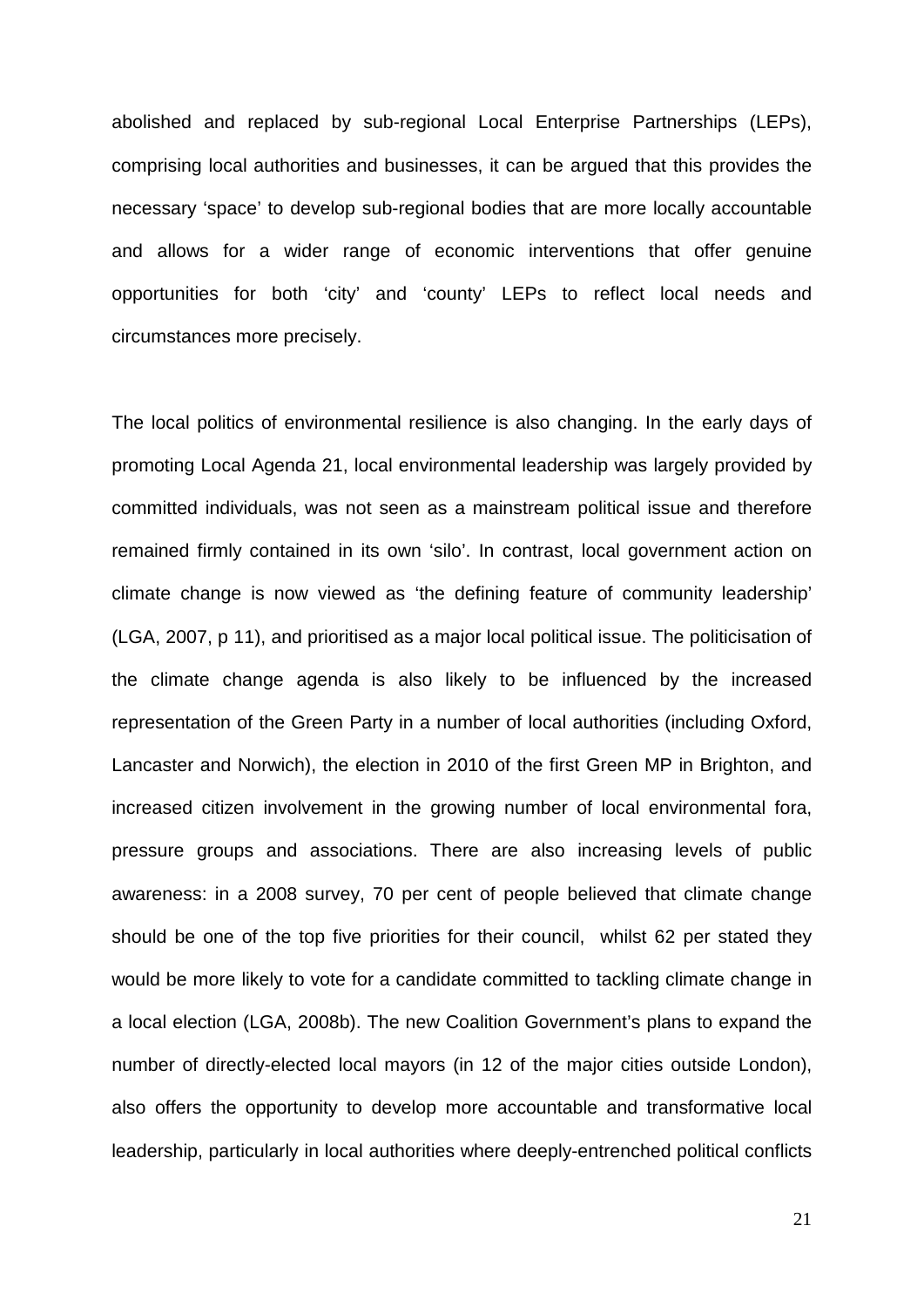abolished and replaced by sub-regional Local Enterprise Partnerships (LEPs), comprising local authorities and businesses, it can be argued that this provides the necessary 'space' to develop sub-regional bodies that are more locally accountable and allows for a wider range of economic interventions that offer genuine opportunities for both 'city' and 'county' LEPs to reflect local needs and circumstances more precisely.

The local politics of environmental resilience is also changing. In the early days of promoting Local Agenda 21, local environmental leadership was largely provided by committed individuals, was not seen as a mainstream political issue and therefore remained firmly contained in its own 'silo'. In contrast, local government action on climate change is now viewed as 'the defining feature of community leadership' (LGA, 2007, p 11), and prioritised as a major local political issue. The politicisation of the climate change agenda is also likely to be influenced by the increased representation of the Green Party in a number of local authorities (including Oxford, Lancaster and Norwich), the election in 2010 of the first Green MP in Brighton, and increased citizen involvement in the growing number of local environmental fora, pressure groups and associations. There are also increasing levels of public awareness: in a 2008 survey, 70 per cent of people believed that climate change should be one of the top five priorities for their council, whilst 62 per stated they would be more likely to vote for a candidate committed to tackling climate change in a local election (LGA, 2008b). The new Coalition Government's plans to expand the number of directly-elected local mayors (in 12 of the major cities outside London), also offers the opportunity to develop more accountable and transformative local leadership, particularly in local authorities where deeply-entrenched political conflicts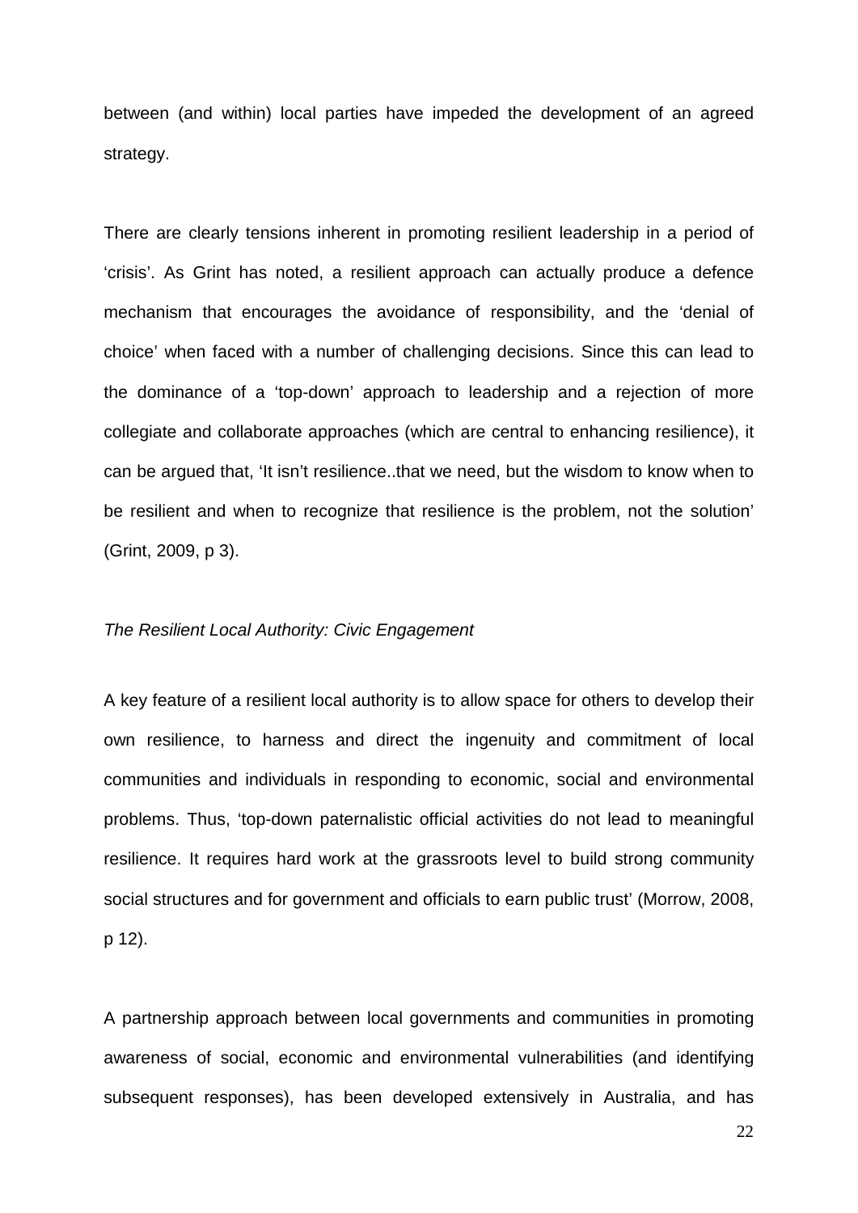between (and within) local parties have impeded the development of an agreed strategy.

There are clearly tensions inherent in promoting resilient leadership in a period of 'crisis'. As Grint has noted, a resilient approach can actually produce a defence mechanism that encourages the avoidance of responsibility, and the 'denial of choice' when faced with a number of challenging decisions. Since this can lead to the dominance of a 'top-down' approach to leadership and a rejection of more collegiate and collaborate approaches (which are central to enhancing resilience), it can be argued that, 'It isn't resilience..that we need, but the wisdom to know when to be resilient and when to recognize that resilience is the problem, not the solution' (Grint, 2009, p 3).

*The Resilient Local Authority: Civic Engagement*

A key feature of a resilient local authority is to allow space for others to develop their own resilience, to harness and direct the ingenuity and commitment of local communities and individuals in responding to economic, social and environmental problems. Thus, 'top-down paternalistic official activities do not lead to meaningful resilience. It requires hard work at the grassroots level to build strong community social structures and for government and officials to earn public trust' (Morrow, 2008, p 12).

A partnership approach between local governments and communities in promoting awareness of social, economic and environmental vulnerabilities (and identifying subsequent responses), has been developed extensively in Australia, and has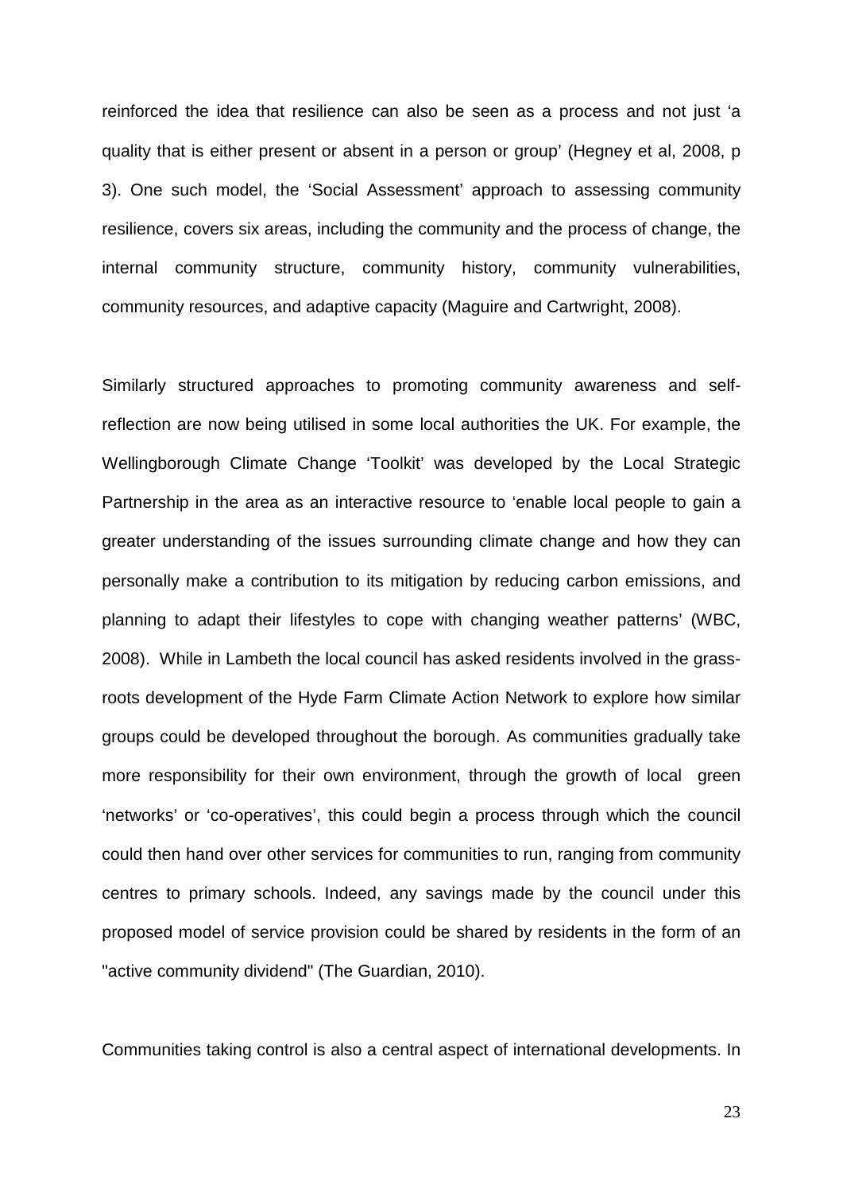reinforced the idea that resilience can also be seen as a process and not just 'a quality that is either present or absent in a person or group' (Hegney et al, 2008, p 3). One such model, the 'Social Assessment' approach to assessing community resilience, covers six areas, including the community and the process of change, the internal community structure, community history, community vulnerabilities, community resources, and adaptive capacity (Maguire and Cartwright, 2008).

Similarly structured approaches to promoting community awareness and self-reflection are now being utilised in some local authorities the UK. For example, the Wellingborough Climate Change 'Toolkit' was developed by the Local Strategic Partnership in the area as an interactive resource to 'enable local people to gain a greater understanding of the issues surrounding climate change and how they can personally make a contribution to its mitigation by reducing carbon emissions, and planning to adapt their lifestyles to cope with changing weather patterns' (WBC, 2008). While in Lambeth the local council has asked residents involved in the grass-roots development of the Hyde Farm Climate Action Network to explore how similar groups could be developed throughout the borough. As communities gradually take more responsibility for their own environment, through the growth of local green 'networks' or 'co-operatives', this could begin a process through which the council could then hand over other services for communities to run, ranging from community centres to primary schools. Indeed, any savings made by the council under this proposed model of service provision could be shared by residents in the form of an "active community dividend" (The Guardian, 2010).

Communities taking control is also a central aspect of international developments. In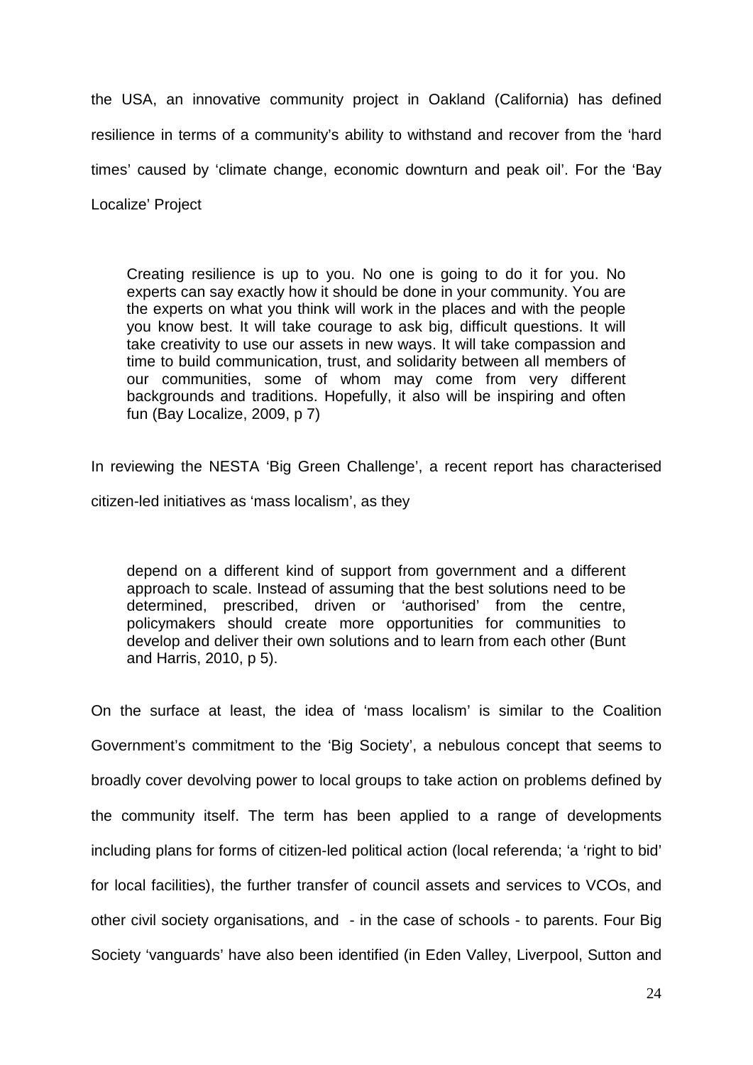the USA, an innovative community project in Oakland (California) has defined resilience in terms of a community's ability to withstand and recover from the 'hard times' caused by 'climate change, economic downturn and peak oil'. For the 'Bay Localize' Project

> Creating resilience is up to you. No one is going to do it for you. No experts can say exactly how it should be done in your community. You are the experts on what you think will work in the places and with the people you know best. It will take courage to ask big, difficult questions. It will take creativity to use our assets in new ways. It will take compassion and time to build communication, trust, and solidarity between all members of our communities, some of whom may come from very different backgrounds and traditions. Hopefully, it also will be inspiring and often fun (Bay Localize, 2009, p 7)

In reviewing the NESTA 'Big Green Challenge', a recent report has characterised citizen-led initiatives as 'mass localism', as they

> depend on a different kind of support from government and a different approach to scale. Instead of assuming that the best solutions need to be determined, prescribed, driven or 'authorised' from the centre, policymakers should create more opportunities for communities to develop and deliver their own solutions and to learn from each other (Bunt and Harris, 2010, p 5).

On the surface at least, the idea of 'mass localism' is similar to the Coalition Government's commitment to the 'Big Society', a nebulous concept that seems to broadly cover devolving power to local groups to take action on problems defined by the community itself. The term has been applied to a range of developments including plans for forms of citizen-led political action (local referenda; 'a 'right to bid' for local facilities), the further transfer of council assets and services to VCOs, and other civil society organisations, and - in the case of schools - to parents. Four Big Society 'vanguards' have also been identified (in Eden Valley, Liverpool, Sutton and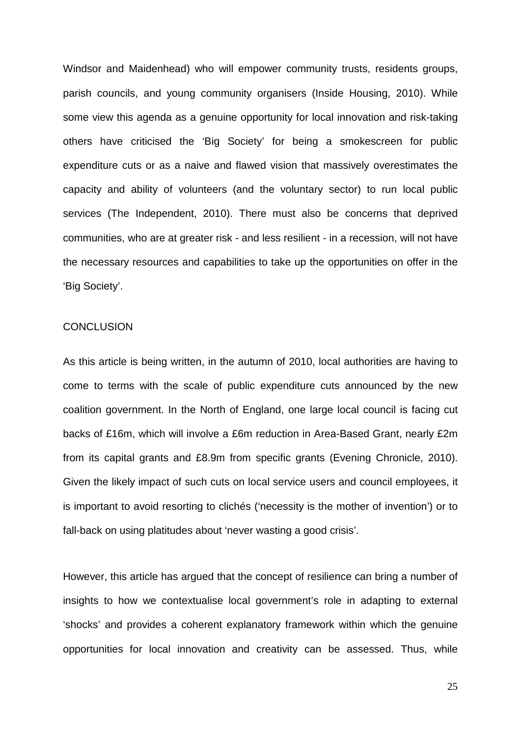Windsor and Maidenhead) who will empower community trusts, residents groups, parish councils, and young community organisers (Inside Housing, 2010). While some view this agenda as a genuine opportunity for local innovation and risk-taking others have criticised the 'Big Society' for being a smokescreen for public expenditure cuts or as a naive and flawed vision that massively overestimates the capacity and ability of volunteers (and the voluntary sector) to run local public services (The Independent, 2010). There must also be concerns that deprived communities, who are at greater risk - and less resilient - in a recession, will not have the necessary resources and capabilities to take up the opportunities on offer in the 'Big Society'.

## CONCLUSION

As this article is being written, in the autumn of 2010, local authorities are having to come to terms with the scale of public expenditure cuts announced by the new coalition government. In the North of England, one large local council is facing cut backs of £16m, which will involve a £6m reduction in Area-Based Grant, nearly £2m from its capital grants and £8.9m from specific grants (Evening Chronicle, 2010). Given the likely impact of such cuts on local service users and council employees, it is important to avoid resorting to clichés ('necessity is the mother of invention') or to fall-back on using platitudes about 'never wasting a good crisis'.

However, this article has argued that the concept of resilience can bring a number of insights to how we contextualise local government's role in adapting to external 'shocks' and provides a coherent explanatory framework within which the genuine opportunities for local innovation and creativity can be assessed. Thus, while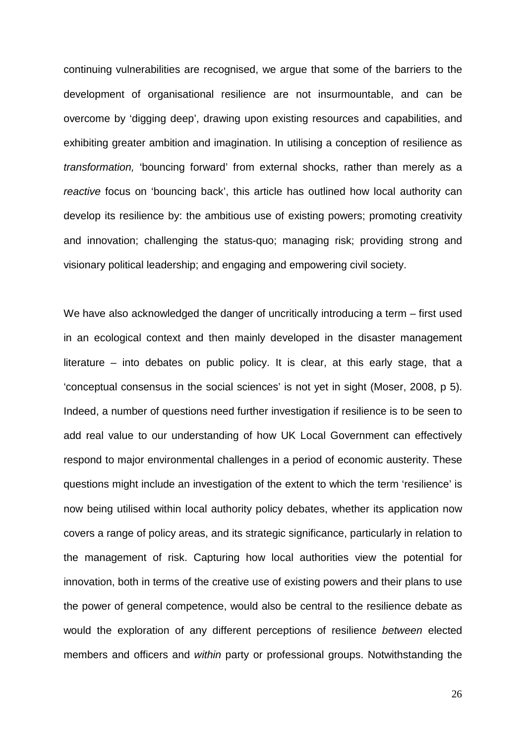continuing vulnerabilities are recognised, we argue that some of the barriers to the development of organisational resilience are not insurmountable, and can be overcome by 'digging deep', drawing upon existing resources and capabilities, and exhibiting greater ambition and imagination. In utilising a conception of resilience as *transformation,* 'bouncing forward' from external shocks, rather than merely as a *reactive* focus on 'bouncing back', this article has outlined how local authority can develop its resilience by: the ambitious use of existing powers; promoting creativity and innovation; challenging the status-quo; managing risk; providing strong and visionary political leadership; and engaging and empowering civil society.

We have also acknowledged the danger of uncritically introducing a term – first used in an ecological context and then mainly developed in the disaster management literature – into debates on public policy. It is clear, at this early stage, that a 'conceptual consensus in the social sciences' is not yet in sight (Moser, 2008, p 5). Indeed, a number of questions need further investigation if resilience is to be seen to add real value to our understanding of how UK Local Government can effectively respond to major environmental challenges in a period of economic austerity. These questions might include an investigation of the extent to which the term 'resilience' is now being utilised within local authority policy debates, whether its application now covers a range of policy areas, and its strategic significance, particularly in relation to the management of risk. Capturing how local authorities view the potential for innovation, both in terms of the creative use of existing powers and their plans to use the power of general competence, would also be central to the resilience debate as would the exploration of any different perceptions of resilience *between* elected members and officers and *within* party or professional groups. Notwithstanding the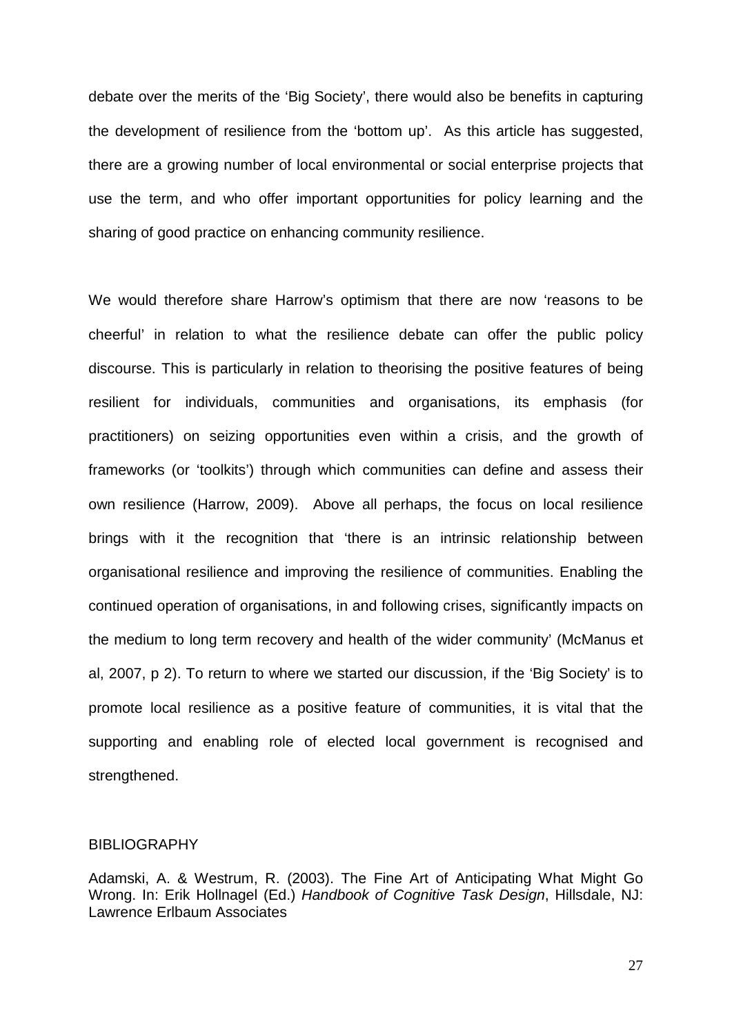debate over the merits of the 'Big Society', there would also be benefits in capturing the development of resilience from the 'bottom up'. As this article has suggested, there are a growing number of local environmental or social enterprise projects that use the term, and who offer important opportunities for policy learning and the sharing of good practice on enhancing community resilience.

We would therefore share Harrow's optimism that there are now 'reasons to be cheerful' in relation to what the resilience debate can offer the public policy discourse. This is particularly in relation to theorising the positive features of being resilient for individuals, communities and organisations, its emphasis (for practitioners) on seizing opportunities even within a crisis, and the growth of frameworks (or 'toolkits') through which communities can define and assess their own resilience (Harrow, 2009). Above all perhaps, the focus on local resilience brings with it the recognition that 'there is an intrinsic relationship between organisational resilience and improving the resilience of communities. Enabling the continued operation of organisations, in and following crises, significantly impacts on the medium to long term recovery and health of the wider community' (McManus et al, 2007, p 2). To return to where we started our discussion, if the 'Big Society' is to promote local resilience as a positive feature of communities, it is vital that the supporting and enabling role of elected local government is recognised and strengthened.

## BIBLIOGRAPHY

Adamski, A. & Westrum, R. (2003). The Fine Art of Anticipating What Might Go Wrong. In: Erik Hollnagel (Ed.) *Handbook of Cognitive Task Design*, Hillsdale, NJ: Lawrence Erlbaum Associates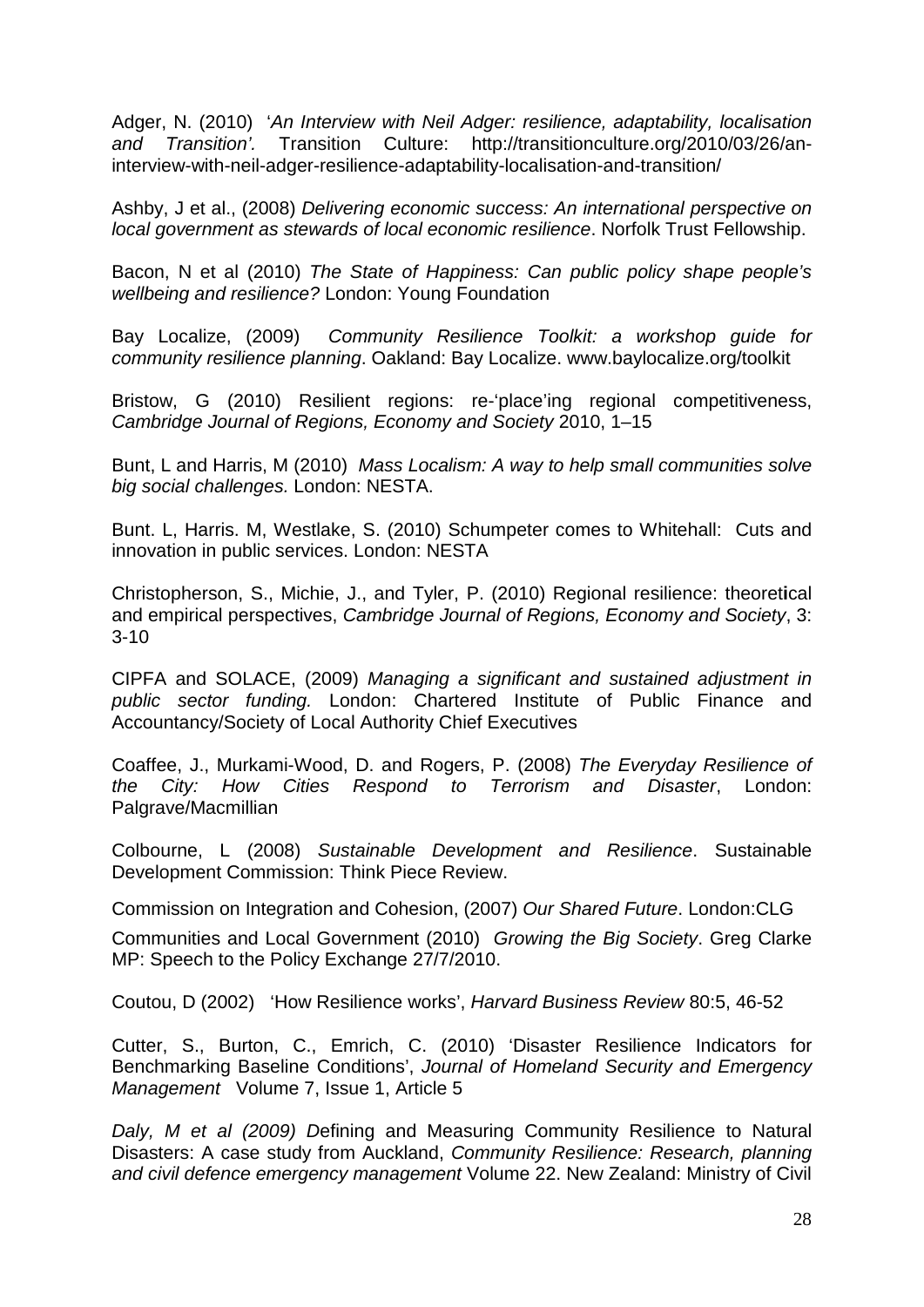Adger, N. (2010) *'An Interview with Neil Adger: resilience, adaptability, localisation and Transition'.* Transition Culture: http://transitionculture.org/2010/03/26/an-interview-with-neil-adger-resilience-adaptability-localisation-and-transition/

Ashby, J et al., (2008) *Delivering economic success: An international perspective on local government as stewards of local economic resilience*. Norfolk Trust Fellowship.

Bacon, N et al (2010) *The State of Happiness: Can public policy shape people's wellbeing and resilience?* London: Young Foundation

Bay Localize, (2009) *Community Resilience Toolkit: a workshop guide for community resilience planning*. Oakland: Bay Localize. www.baylocalize.org/toolkit

Bristow, G (2010) Resilient regions: re-'place'ing regional competitiveness, *Cambridge Journal of Regions, Economy and Society* 2010, 1–15

Bunt, L and Harris, M (2010) *Mass Localism: A way to help small communities solve big social challenges.* London: NESTA.

Bunt. L, Harris. M, Westlake, S. (2010) Schumpeter comes to Whitehall: Cuts and innovation in public services. London: NESTA

Christopherson, S., Michie, J., and Tyler, P. (2010) Regional resilience: theoretical and empirical perspectives, *Cambridge Journal of Regions, Economy and Society*, 3: 3-10

CIPFA and SOLACE, (2009) *Managing a significant and sustained adjustment in public sector funding.* London: Chartered Institute of Public Finance and Accountancy/Society of Local Authority Chief Executives

Coaffee, J., Murkami-Wood, D. and Rogers, P. (2008) *The Everyday Resilience of the City: How Cities Respond to Terrorism and Disaster*, London: Palgrave/Macmillian

Colbourne, L (2008) *Sustainable Development and Resilience*. Sustainable Development Commission: Think Piece Review.

Commission on Integration and Cohesion, (2007) *Our Shared Future*. London:CLG

Communities and Local Government (2010) *Growing the Big Society*. Greg Clarke MP: Speech to the Policy Exchange 27/7/2010.

Coutou, D (2002) 'How Resilience works', *Harvard Business Review* 80:5, 46-52

Cutter, S., Burton, C., Emrich, C. (2010) 'Disaster Resilience Indicators for Benchmarking Baseline Conditions', *Journal of Homeland Security and Emergency Management* Volume 7, Issue 1, Article 5

*Daly, M et al (2009) D*efining and Measuring Community Resilience to Natural Disasters: A case study from Auckland, *Community Resilience: Research, planning and civil defence emergency management* Volume 22. New Zealand: Ministry of Civil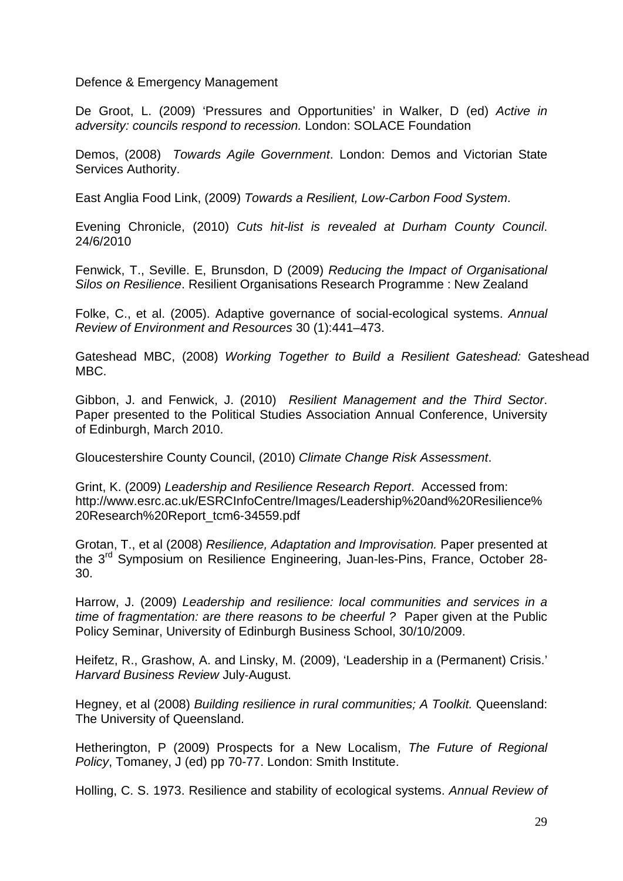Defence & Emergency Management

De Groot, L. (2009) 'Pressures and Opportunities' in Walker, D (ed) *Active in adversity: councils respond to recession.* London: SOLACE Foundation

Demos, (2008) *Towards Agile Government*. London: Demos and Victorian State Services Authority.

East Anglia Food Link, (2009) *Towards a Resilient, Low-Carbon Food System*.

Evening Chronicle, (2010) *Cuts hit-list is revealed at Durham County Council*. 24/6/2010

Fenwick, T., Seville. E, Brunsdon, D (2009) *Reducing the Impact of Organisational Silos on Resilience*. Resilient Organisations Research Programme : New Zealand

Folke, C., et al. (2005). Adaptive governance of social-ecological systems. *Annual Review of Environment and Resources* 30 (1):441–473.

Gateshead MBC, (2008) *Working Together to Build a Resilient Gateshead:* Gateshead MBC.

Gibbon, J. and Fenwick, J. (2010) *Resilient Management and the Third Sector*. Paper presented to the Political Studies Association Annual Conference, University of Edinburgh, March 2010.

Gloucestershire County Council, (2010) *Climate Change Risk Assessment*.

Grint, K. (2009) *Leadership and Resilience Research Report*. Accessed from: http://www.esrc.ac.uk/ESRCInfoCentre/Images/Leadership%20and%20Resilience%20Research%20Report_tcm6-34559.pdf

Grotan, T., et al (2008) *Resilience, Adaptation and Improvisation.* Paper presented at the 3rd Symposium on Resilience Engineering, Juan-les-Pins, France, October 28-30.

Harrow, J. (2009) *Leadership and resilience: local communities and services in a time of fragmentation: are there reasons to be cheerful ?* Paper given at the Public Policy Seminar, University of Edinburgh Business School, 30/10/2009.

Heifetz, R., Grashow, A. and Linsky, M. (2009), 'Leadership in a (Permanent) Crisis.' *Harvard Business Review* July-August.

Hegney, et al (2008) *Building resilience in rural communities; A Toolkit.* Queensland: The University of Queensland.

Hetherington, P (2009) Prospects for a New Localism, *The Future of Regional Policy*, Tomaney, J (ed) pp 70-77. London: Smith Institute.

Holling, C. S. 1973. Resilience and stability of ecological systems. *Annual Review of*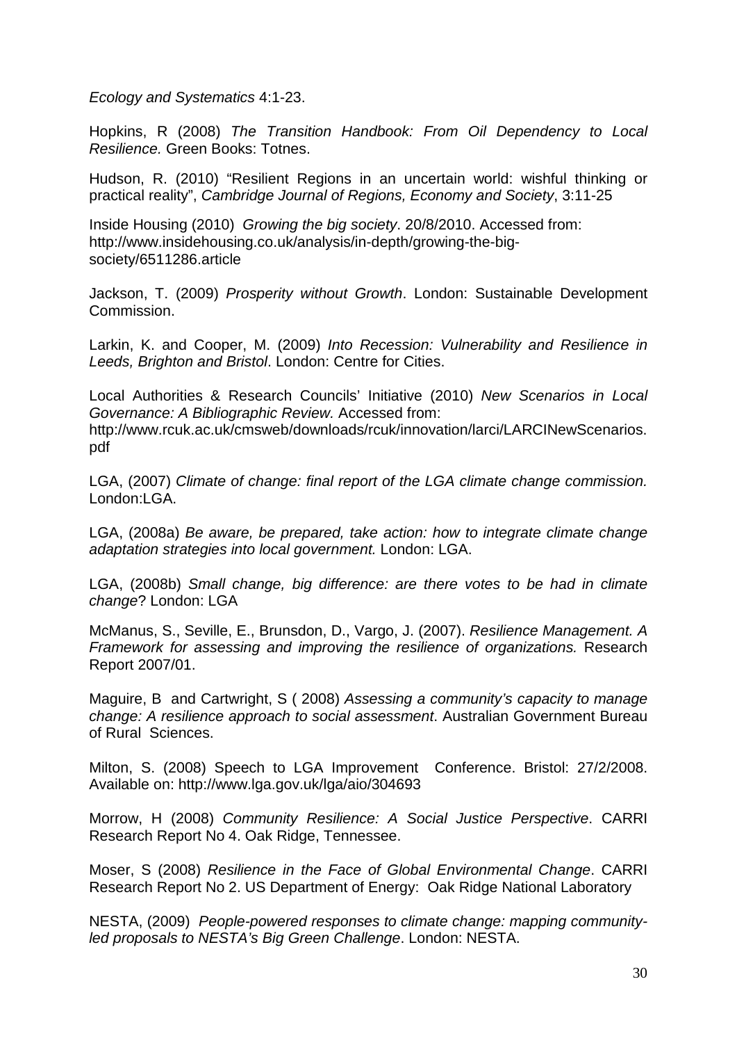*Ecology and Systematics* 4:1-23.

Hopkins, R (2008) *The Transition Handbook: From Oil Dependency to Local Resilience.* Green Books: Totnes.

Hudson, R. (2010) "Resilient Regions in an uncertain world: wishful thinking or practical reality", *Cambridge Journal of Regions, Economy and Society*, 3:11-25

Inside Housing (2010) *Growing the big society*. 20/8/2010. Accessed from: http://www.insidehousing.co.uk/analysis/in-depth/growing-the-big-society/6511286.article

Jackson, T. (2009) *Prosperity without Growth*. London: Sustainable Development Commission.

Larkin, K. and Cooper, M. (2009) *Into Recession: Vulnerability and Resilience in Leeds, Brighton and Bristol*. London: Centre for Cities.

Local Authorities & Research Councils' Initiative (2010) *New Scenarios in Local Governance: A Bibliographic Review.* Accessed from: http://www.rcuk.ac.uk/cmsweb/downloads/rcuk/innovation/larci/LARCINewScenarios.pdf

LGA, (2007) *Climate of change: final report of the LGA climate change commission.* London:LGA.

LGA, (2008a) *Be aware, be prepared, take action: how to integrate climate change adaptation strategies into local government.* London: LGA.

LGA, (2008b) *Small change, big difference: are there votes to be had in climate change*? London: LGA

McManus, S., Seville, E., Brunsdon, D., Vargo, J. (2007). *Resilience Management. A Framework for assessing and improving the resilience of organizations.* Research Report 2007/01.

Maguire, B and Cartwright, S ( 2008) *Assessing a community's capacity to manage change: A resilience approach to social assessment*. Australian Government Bureau of Rural Sciences.

Milton, S. (2008) Speech to LGA Improvement Conference. Bristol: 27/2/2008. Available on: http://www.lga.gov.uk/lga/aio/304693

Morrow, H (2008) *Community Resilience: A Social Justice Perspective*. CARRI Research Report No 4. Oak Ridge, Tennessee.

Moser, S (2008) *Resilience in the Face of Global Environmental Change*. CARRI Research Report No 2. US Department of Energy: Oak Ridge National Laboratory

NESTA, (2009) *People-powered responses to climate change: mapping community-led proposals to NESTA's Big Green Challenge*. London: NESTA.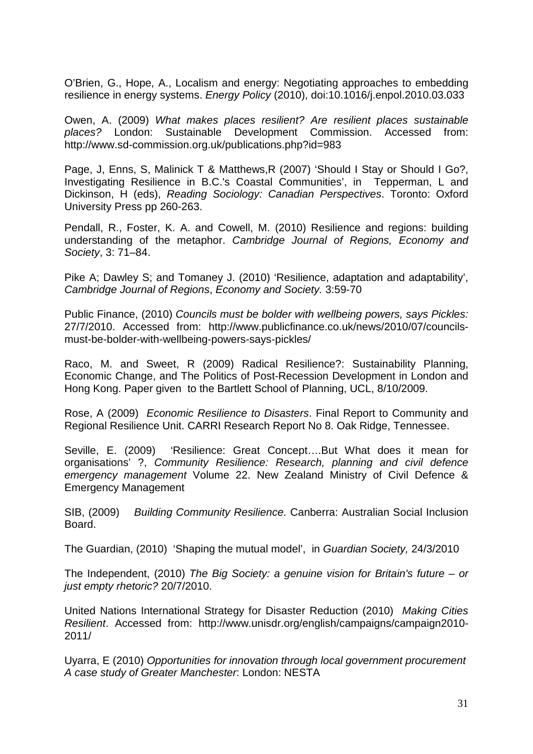O'Brien, G., Hope, A., Localism and energy: Negotiating approaches to embedding resilience in energy systems. *Energy Policy* (2010), doi:10.1016/j.enpol.2010.03.033

Owen, A. (2009) *What makes places resilient? Are resilient places sustainable places?* London: Sustainable Development Commission. Accessed from: http://www.sd-commission.org.uk/publications.php?id=983

Page, J, Enns, S, Malinick T & Matthews,R (2007) 'Should I Stay or Should I Go?, Investigating Resilience in B.C.'s Coastal Communities', in Tepperman, L and Dickinson, H (eds), *Reading Sociology: Canadian Perspectives*. Toronto: Oxford University Press pp 260-263.

Pendall, R., Foster, K. A. and Cowell, M. (2010) Resilience and regions: building understanding of the metaphor. *Cambridge Journal of Regions, Economy and Society*, 3: 71–84.

Pike A; Dawley S; and Tomaney J. (2010) 'Resilience, adaptation and adaptability', *Cambridge Journal of Regions*, *Economy and Society.* 3:59-70

Public Finance, (2010) *Councils must be bolder with wellbeing powers, says Pickles:* 27/7/2010. Accessed from: http://www.publicfinance.co.uk/news/2010/07/councils-must-be-bolder-with-wellbeing-powers-says-pickles/

Raco, M. and Sweet, R (2009) Radical Resilience?: Sustainability Planning, Economic Change, and The Politics of Post-Recession Development in London and Hong Kong. Paper given to the Bartlett School of Planning, UCL, 8/10/2009.

Rose, A (2009) *Economic Resilience to Disasters*. Final Report to Community and Regional Resilience Unit. CARRI Research Report No 8. Oak Ridge, Tennessee.

Seville, E. (2009) 'Resilience: Great Concept….But What does it mean for organisations' ?, *Community Resilience: Research, planning and civil defence emergency management* Volume 22. New Zealand Ministry of Civil Defence & Emergency Management

SIB, (2009) *Building Community Resilience.* Canberra: Australian Social Inclusion Board.

The Guardian, (2010) 'Shaping the mutual model', in *Guardian Society,* 24/3/2010

The Independent, (2010) *The Big Society: a genuine vision for Britain's future – or just empty rhetoric?* 20/7/2010.

United Nations International Strategy for Disaster Reduction (2010) *Making Cities Resilient*. Accessed from: http://www.unisdr.org/english/campaigns/campaign2010-2011/

Uyarra, E (2010) *Opportunities for innovation through local government procurement A case study of Greater Manchester*: London: NESTA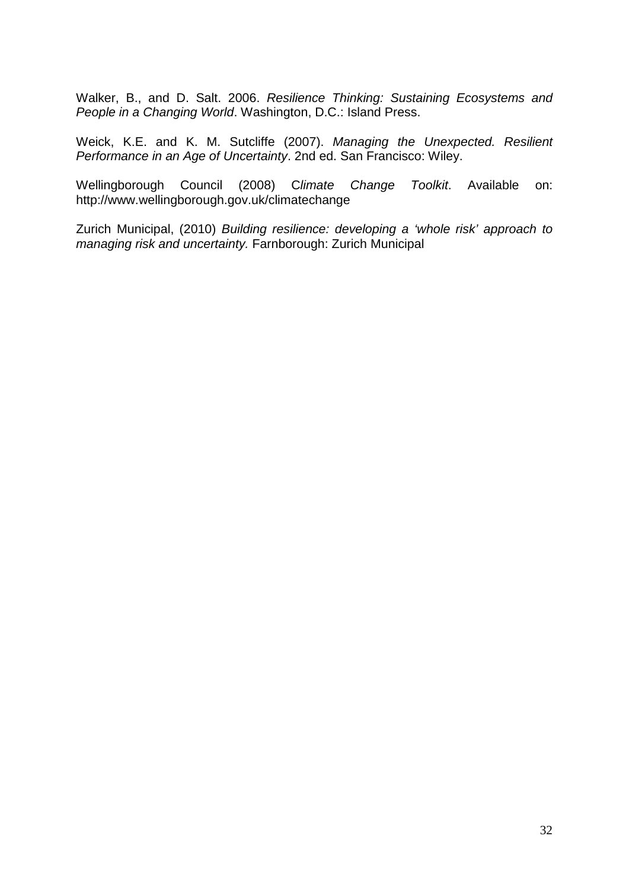Walker, B., and D. Salt. 2006. *Resilience Thinking: Sustaining Ecosystems and People in a Changing World*. Washington, D.C.: Island Press.

Weick, K.E. and K. M. Sutcliffe (2007). *Managing the Unexpected. Resilient Performance in an Age of Uncertainty*. 2nd ed. San Francisco: Wiley.

Wellingborough Council (2008) C*limate Change Toolkit*. Available on: http://www.wellingborough.gov.uk/climatechange

Zurich Municipal, (2010) *Building resilience: developing a 'whole risk' approach to managing risk and uncertainty.* Farnborough: Zurich Municipal